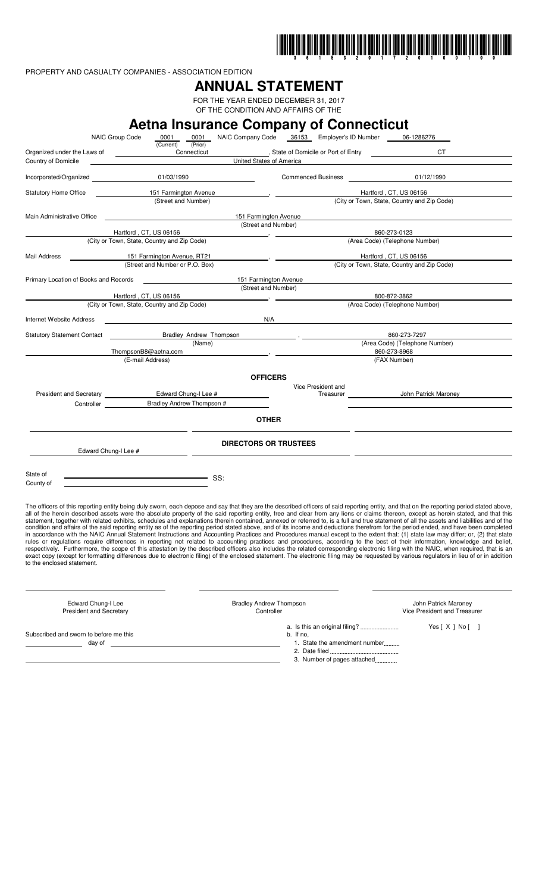PROPERTY AND CASUALTY COMPANIES - ASSOCIATION EDITION

# ANNUAL STATEMENT

FOR THE YEAR ENDED DECEMBER 31, 2017
OF THE CONDITION AND AFFAIRS OF THE

# Aetna Insurance Company of Connecticut

NAIC Group Code 0001 (Current) 0001 (Prior) NAIC Company Code 36153 Employer's ID Number 06-1286276

| | | | |
|---|---|---|---|
| Organized under the Laws of | Connecticut | , State of Domicile or Port of Entry | CT |
| Country of Domicile | United States of America | | |
| Incorporated/Organized | 01/03/1990 | Commenced Business | 01/12/1990 |
| Statutory Home Office | 151 Farmington Avenue (Street and Number) | , | Hartford , CT, US 06156 (City or Town, State, Country and Zip Code) |
| Main Administrative Office | 151 Farmington Avenue (Street and Number) | | |
| | Hartford , CT, US 06156 (City or Town, State, Country and Zip Code) | , | 860-273-0123 (Area Code) (Telephone Number) |
| Mail Address | 151 Farmington Avenue, RT21 (Street and Number or P.O. Box) | , | Hartford , CT, US 06156 (City or Town, State, Country and Zip Code) |
| Primary Location of Books and Records | 151 Farmington Avenue (Street and Number) | | |
| | Hartford , CT, US 06156 (City or Town, State, Country and Zip Code) | , | 800-872-3862 (Area Code) (Telephone Number) |
| Internet Website Address | N/A | | |
| Statutory Statement Contact | Bradley Andrew Thompson (Name) | , | 860-273-7297 (Area Code) (Telephone Number) |
| | ThompsonB8@aetna.com (E-mail Address) | , | 860-273-8968 (FAX Number) |

## OFFICERS

| | | | |
|---|---|---|---|
| President and Secretary | Edward Chung-I Lee # | Vice President and Treasurer | John Patrick Maroney |
| Controller | Bradley Andrew Thompson # | | |

## OTHER

## DIRECTORS OR TRUSTEES

Edward Chung-I Lee #

State of
County of SS:

The officers of this reporting entity being duly sworn, each depose and say that they are the described officers of said reporting entity, and that on the reporting period stated above, all of the herein described assets were the absolute property of the said reporting entity, free and clear from any liens or claims thereon, except as herein stated, and that this statement, together with related exhibits, schedules and explanations therein contained, annexed or referred to, is a full and true statement of all the assets and liabilities and of the condition and affairs of the said reporting entity as of the reporting period stated above, and of its income and deductions therefrom for the period ended, and have been completed in accordance with the NAIC Annual Statement Instructions and Accounting Practices and Procedures manual except to the extent that: (1) state law may differ; or, (2) that state rules or regulations require differences in reporting not related to accounting practices and procedures, according to the best of their information, knowledge and belief, respectively. Furthermore, the scope of this attestation by the described officers also includes the related corresponding electronic filing with the NAIC, when required, that is an exact copy (except for formatting differences due to electronic filing) of the enclosed statement. The electronic filing may be requested by various regulators in lieu of or in addition to the enclosed statement.

| | | |
|---|---|---|
| Edward Chung-I Lee<br>President and Secretary | Bradley Andrew Thompson<br>Controller | John Patrick Maroney<br>Vice President and Treasurer |

Subscribed and sworn to before me this
day of

a. Is this an original filing? Yes [ X ] No [ ]
b. If no,
1. State the amendment number
2. Date filed
3. Number of pages attached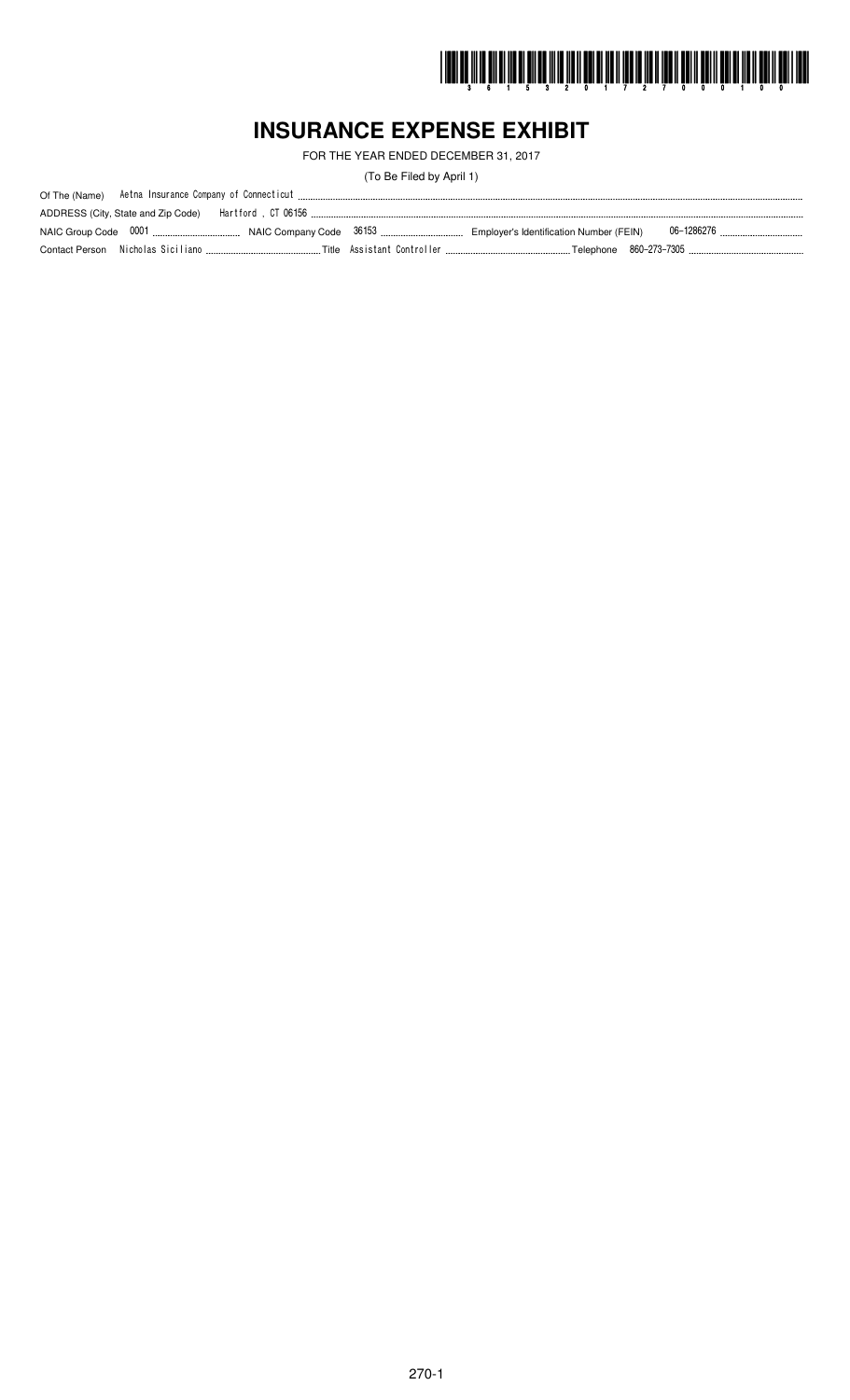# INSURANCE EXPENSE EXHIBIT

FOR THE YEAR ENDED DECEMBER 31, 2017

(To Be Filed by April 1)

Of The (Name) Aetna Insurance Company of Connecticut

ADDRESS (City, State and Zip Code) Hartford , CT 06156

NAIC Group Code 0001 NAIC Company Code 36153 Employer's Identification Number (FEIN) 06-1286276

Contact Person Nicholas Siciliano Title Assistant Controller Telephone 860-273-7305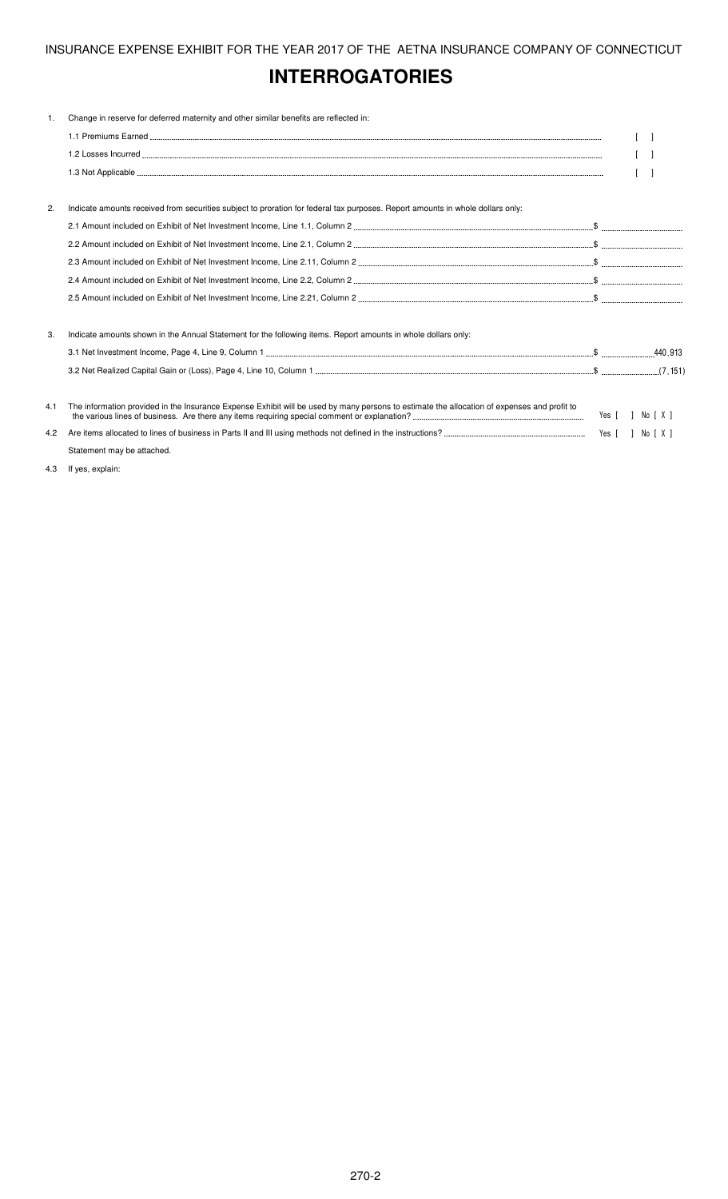INSURANCE EXPENSE EXHIBIT FOR THE YEAR 2017 OF THE AETNA INSURANCE COMPANY OF CONNECTICUT

# INTERROGATORIES

1. Change in reserve for deferred maternity and other similar benefits are reflected in:

   1.1 Premiums Earned [ ]

   1.2 Losses Incurred [ ]

   1.3 Not Applicable [ ]

2. Indicate amounts received from securities subject to proration for federal tax purposes. Report amounts in whole dollars only:

   2.1 Amount included on Exhibit of Net Investment Income, Line 1.1, Column 2 $

   2.2 Amount included on Exhibit of Net Investment Income, Line 2.1, Column 2 $

   2.3 Amount included on Exhibit of Net Investment Income, Line 2.11, Column 2 $

   2.4 Amount included on Exhibit of Net Investment Income, Line 2.2, Column 2 $

   2.5 Amount included on Exhibit of Net Investment Income, Line 2.21, Column 2 $

3. Indicate amounts shown in the Annual Statement for the following items. Report amounts in whole dollars only:

   3.1 Net Investment Income, Page 4, Line 9, Column 1 $ 440,913

   3.2 Net Realized Capital Gain or (Loss), Page 4, Line 10, Column 1 $ (7,151)

4.1 The information provided in the Insurance Expense Exhibit will be used by many persons to estimate the allocation of expenses and profit to the various lines of business. Are there any items requiring special comment or explanation? Yes [ ] No [ X ]

4.2 Are items allocated to lines of business in Parts II and III using methods not defined in the instructions? Yes [ ] No [ X ]

Statement may be attached.

4.3 If yes, explain: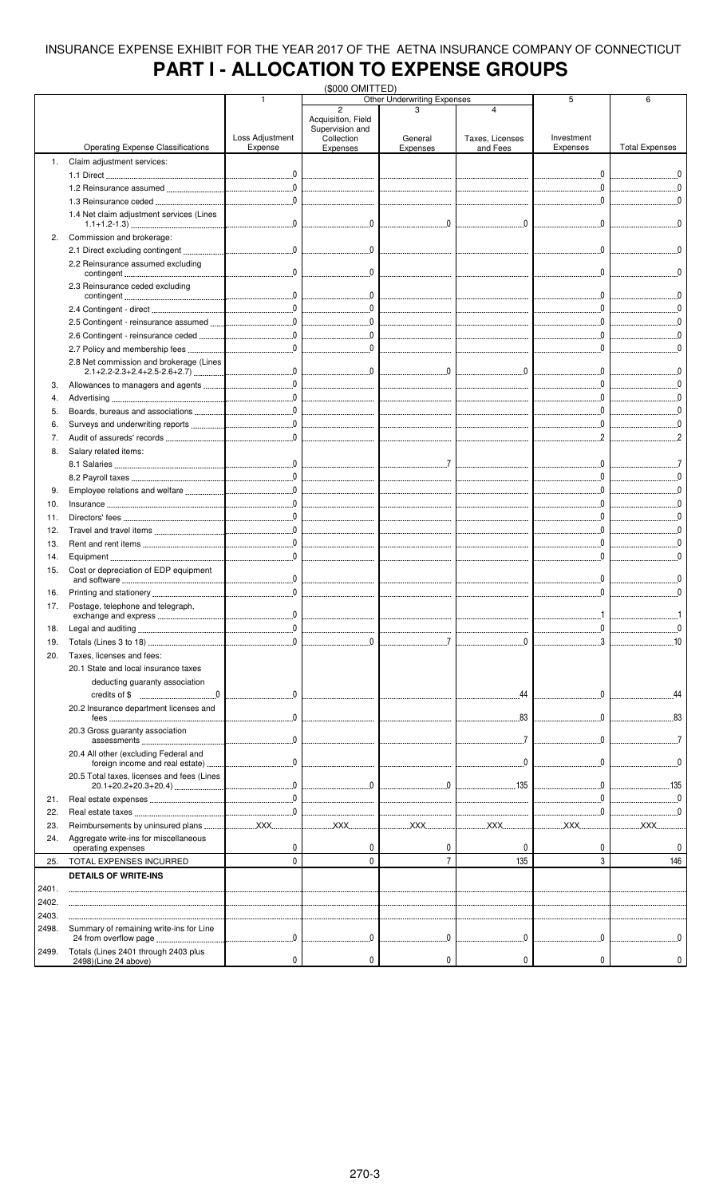INSURANCE EXPENSE EXHIBIT FOR THE YEAR 2017 OF THE AETNA INSURANCE COMPANY OF CONNECTICUT

# PART I - ALLOCATION TO EXPENSE GROUPS

($000 OMITTED)

| | Operating Expense Classifications | 1 Loss Adjustment Expense | Other Underwriting Expenses 2 Acquisition, Field Supervision and Collection Expenses | 3 General Expenses | 4 Taxes, Licenses and Fees | 5 Investment Expenses | 6 Total Expenses |
|---|---|---|---|---|---|---|---|
| 1. | Claim adjustment services: | | | | | | |
| | 1.1 Direct | 0 | | | | 0 | 0 |
| | 1.2 Reinsurance assumed | 0 | | | | 0 | 0 |
| | 1.3 Reinsurance ceded | 0 | | | | 0 | 0 |
| | 1.4 Net claim adjustment services (Lines 1.1+1.2-1.3) | 0 | 0 | 0 | 0 | 0 | 0 |
| 2. | Commission and brokerage: | | | | | | |
| | 2.1 Direct excluding contingent | 0 | 0 | | | 0 | 0 |
| | 2.2 Reinsurance assumed excluding contingent | 0 | 0 | | | 0 | 0 |
| | 2.3 Reinsurance ceded excluding contingent | 0 | 0 | | | 0 | 0 |
| | 2.4 Contingent - direct | 0 | 0 | | | 0 | 0 |
| | 2.5 Contingent - reinsurance assumed | 0 | 0 | | | 0 | 0 |
| | 2.6 Contingent - reinsurance ceded | 0 | 0 | | | 0 | 0 |
| | 2.7 Policy and membership fees | 0 | 0 | | | 0 | 0 |
| | 2.8 Net commission and brokerage (Lines 2.1+2.2-2.3+2.4+2.5-2.6+2.7) | 0 | 0 | 0 | 0 | 0 | 0 |
| 3. | Allowances to managers and agents | 0 | | | | 0 | 0 |
| 4. | Advertising | 0 | | | | 0 | 0 |
| 5. | Boards, bureaus and associations | 0 | | | | 0 | 0 |
| 6. | Surveys and underwriting reports | 0 | | | | 0 | 0 |
| 7. | Audit of assureds' records | 0 | | | | 2 | 2 |
| 8. | Salary related items: | | | | | | |
| | 8.1 Salaries | 0 | | 7 | | 0 | 7 |
| | 8.2 Payroll taxes | 0 | | | | 0 | 0 |
| 9. | Employee relations and welfare | 0 | | | | 0 | 0 |
| 10. | Insurance | 0 | | | | 0 | 0 |
| 11. | Directors' fees | 0 | | | | 0 | 0 |
| 12. | Travel and travel items | 0 | | | | 0 | 0 |
| 13. | Rent and rent items | 0 | | | | 0 | 0 |
| 14. | Equipment | 0 | | | | 0 | 0 |
| 15. | Cost or depreciation of EDP equipment and software | 0 | | | | 0 | 0 |
| 16. | Printing and stationery | 0 | | | | 0 | 0 |
| 17. | Postage, telephone and telegraph, exchange and express | 0 | | | | 1 | 1 |
| 18. | Legal and auditing | 0 | | | | 0 | 0 |
| 19. | Totals (Lines 3 to 18) | 0 | 0 | 7 | 0 | 3 | 10 |
| 20. | Taxes, licenses and fees: | | | | | | |
| | 20.1 State and local insurance taxes deducting guaranty association credits of $ 0 | 0 | | | 44 | 0 | 44 |
| | 20.2 Insurance department licenses and fees | 0 | | | 83 | 0 | 83 |
| | 20.3 Gross guaranty association assessments | 0 | | | 7 | 0 | 7 |
| | 20.4 All other (excluding Federal and foreign income and real estate) | 0 | | | 0 | 0 | 0 |
| | 20.5 Total taxes, licenses and fees (Lines 20.1+20.2+20.3+20.4) | 0 | 0 | 0 | 135 | 0 | 135 |
| 21. | Real estate expenses | 0 | | | | 0 | 0 |
| 22. | Real estate taxes | 0 | | | | 0 | 0 |
| 23. | Reimbursements by uninsured plans | XXX | XXX | XXX | XXX | XXX | XXX |
| 24. | Aggregate write-ins for miscellaneous operating expenses | 0 | 0 | 0 | 0 | 0 | 0 |
| 25. | TOTAL EXPENSES INCURRED | 0 | 0 | 7 | 135 | 3 | 146 |
| | **DETAILS OF WRITE-INS** | | | | | | |
| 2401. | | | | | | | |
| 2402. | | | | | | | |
| 2403. | | | | | | | |
| 2498. | Summary of remaining write-ins for Line 24 from overflow page | 0 | 0 | 0 | 0 | 0 | 0 |
| 2499. | Totals (Lines 2401 through 2403 plus 2498)(Line 24 above) | 0 | 0 | 0 | 0 | 0 | 0 |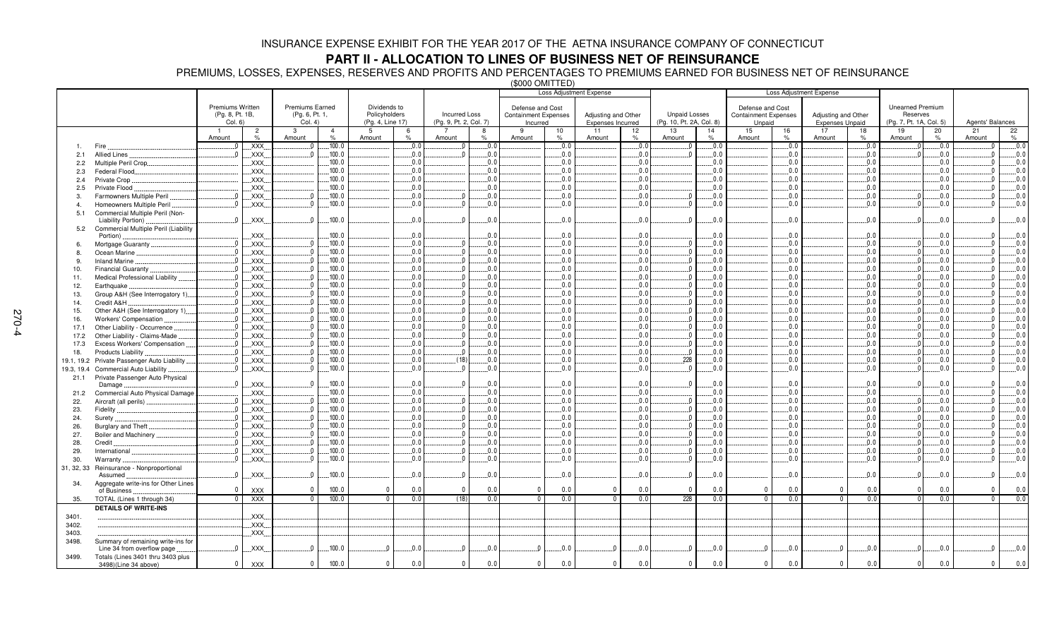INSURANCE EXPENSE EXHIBIT FOR THE YEAR 2017 OF THE AETNA INSURANCE COMPANY OF CONNECTICUT

# PART II - ALLOCATION TO LINES OF BUSINESS NET OF REINSURANCE

PREMIUMS, LOSSES, EXPENSES, RESERVES AND PROFITS AND PERCENTAGES TO PREMIUMS EARNED FOR BUSINESS NET OF REINSURANCE

($000 OMITTED)

| | | Premiums Written (Pg. 8, Pt. 1B, Col. 6) | | Premiums Earned (Pg. 6, Pt. 1, Col. 4) | | Dividends to Policyholders (Pg. 4, Line 17) | | Incurred Loss (Pg. 9, Pt. 2, Col. 7) | | Loss Adjustment Expense: Defense and Cost Containment Expenses Incurred | | Loss Adjustment Expense: Adjusting and Other Expenses Incurred | | Unpaid Losses (Pg. 10, Pt. 2A, Col. 8) | | Loss Adjustment Expense: Defense and Cost Containment Expenses Unpaid | | Loss Adjustment Expense: Adjusting and Other Expenses Unpaid | | Unearned Premium Reserves (Pg. 7, Pt. 1A, Col. 5) | | Agents' Balances | |
|---|---|---|---|---|---|---|---|---|---|---|---|---|---|---|---|---|---|---|---|---|---|---|---|
| | | 1 Amount | 2 % | 3 Amount | 4 % | 5 Amount | 6 % | 7 Amount | 8 % | 9 Amount | 10 % | 11 Amount | 12 % | 13 Amount | 14 % | 15 Amount | 16 % | 17 Amount | 18 % | 19 Amount | 20 % | 21 Amount | 22 % |
| 1. | Fire | 0 | XXX | 0 | 100.0 | | 0.0 | 0 | 0.0 | | 0.0 | | 0.0 | 0 | 0.0 | | 0.0 | | 0.0 | 0 | 0.0 | 0 | 0.0 |
| 2.1 | Allied Lines | 0 | XXX | 0 | 100.0 | | 0.0 | 0 | 0.0 | | 0.0 | | 0.0 | 0 | 0.0 | | 0.0 | | 0.0 | 0 | 0.0 | 0 | 0.0 |
| 2.2 | Multiple Peril Crop | | XXX | | 100.0 | | 0.0 | | 0.0 | | 0.0 | | 0.0 | | 0.0 | | 0.0 | | 0.0 | | 0.0 | 0 | 0.0 |
| 2.3 | Federal Flood | | XXX | | 100.0 | | 0.0 | | 0.0 | | 0.0 | | 0.0 | | 0.0 | | 0.0 | | 0.0 | | 0.0 | 0 | 0.0 |
| 2.4 | Private Crop | | XXX | | 100.0 | | 0.0 | | 0.0 | | 0.0 | | 0.0 | | 0.0 | | 0.0 | | 0.0 | | 0.0 | 0 | 0.0 |
| 2.5 | Private Flood | | XXX | | 100.0 | | 0.0 | | 0.0 | | 0.0 | | 0.0 | | 0.0 | | 0.0 | | 0.0 | | 0.0 | 0 | 0.0 |
| 3. | Farmowners Multiple Peril | 0 | XXX | 0 | 100.0 | | 0.0 | 0 | 0.0 | | 0.0 | | 0.0 | 0 | 0.0 | | 0.0 | | 0.0 | 0 | 0.0 | 0 | 0.0 |
| 4. | Homeowners Multiple Peril | 0 | XXX | 0 | 100.0 | | 0.0 | 0 | 0.0 | | 0.0 | | 0.0 | 0 | 0.0 | | 0.0 | | 0.0 | 0 | 0.0 | 0 | 0.0 |
| 5.1 | Commercial Multiple Peril (Non-Liability Portion) | 0 | XXX | 0 | 100.0 | | 0.0 | 0 | 0.0 | | 0.0 | | 0.0 | 0 | 0.0 | | 0.0 | | 0.0 | 0 | 0.0 | 0 | 0.0 |
| 5.2 | Commercial Multiple Peril (Liability Portion) | | XXX | | 100.0 | | 0.0 | | 0.0 | | 0.0 | | 0.0 | | 0.0 | | 0.0 | | 0.0 | | 0.0 | 0 | 0.0 |
| 6. | Mortgage Guaranty | 0 | XXX | 0 | 100.0 | | 0.0 | 0 | 0.0 | | 0.0 | | 0.0 | 0 | 0.0 | | 0.0 | | 0.0 | 0 | 0.0 | 0 | 0.0 |
| 8. | Ocean Marine | 0 | XXX | 0 | 100.0 | | 0.0 | 0 | 0.0 | | 0.0 | | 0.0 | 0 | 0.0 | | 0.0 | | 0.0 | 0 | 0.0 | 0 | 0.0 |
| 9. | Inland Marine | 0 | XXX | 0 | 100.0 | | 0.0 | 0 | 0.0 | | 0.0 | | 0.0 | 0 | 0.0 | | 0.0 | | 0.0 | 0 | 0.0 | 0 | 0.0 |
| 10. | Financial Guaranty | 0 | XXX | 0 | 100.0 | | 0.0 | 0 | 0.0 | | 0.0 | | 0.0 | 0 | 0.0 | | 0.0 | | 0.0 | 0 | 0.0 | 0 | 0.0 |
| 11. | Medical Professional Liability | 0 | XXX | 0 | 100.0 | | 0.0 | 0 | 0.0 | | 0.0 | | 0.0 | 0 | 0.0 | | 0.0 | | 0.0 | 0 | 0.0 | 0 | 0.0 |
| 12. | Earthquake | 0 | XXX | 0 | 100.0 | | 0.0 | 0 | 0.0 | | 0.0 | | 0.0 | 0 | 0.0 | | 0.0 | | 0.0 | 0 | 0.0 | 0 | 0.0 |
| 13. | Group A&H (See Interrogatory 1) | 0 | XXX | 0 | 100.0 | | 0.0 | 0 | 0.0 | | 0.0 | | 0.0 | 0 | 0.0 | | 0.0 | | 0.0 | 0 | 0.0 | 0 | 0.0 |
| 14. | Credit A&H | 0 | XXX | 0 | 100.0 | | 0.0 | 0 | 0.0 | | 0.0 | | 0.0 | 0 | 0.0 | | 0.0 | | 0.0 | 0 | 0.0 | 0 | 0.0 |
| 15. | Other A&H (See Interrogatory 1) | 0 | XXX | 0 | 100.0 | | 0.0 | 0 | 0.0 | | 0.0 | | 0.0 | 0 | 0.0 | | 0.0 | | 0.0 | 0 | 0.0 | 0 | 0.0 |
| 16. | Workers' Compensation | 0 | XXX | 0 | 100.0 | | 0.0 | 0 | 0.0 | | 0.0 | | 0.0 | 0 | 0.0 | | 0.0 | | 0.0 | 0 | 0.0 | 0 | 0.0 |
| 17.1 | Other Liability - Occurrence | 0 | XXX | 0 | 100.0 | | 0.0 | 0 | 0.0 | | 0.0 | | 0.0 | 0 | 0.0 | | 0.0 | | 0.0 | 0 | 0.0 | 0 | 0.0 |
| 17.2 | Other Liability - Claims-Made | 0 | XXX | 0 | 100.0 | | 0.0 | 0 | 0.0 | | 0.0 | | 0.0 | 0 | 0.0 | | 0.0 | | 0.0 | 0 | 0.0 | 0 | 0.0 |
| 17.3 | Excess Workers' Compensation | 0 | XXX | 0 | 100.0 | | 0.0 | 0 | 0.0 | | 0.0 | | 0.0 | 0 | 0.0 | | 0.0 | | 0.0 | 0 | 0.0 | 0 | 0.0 |
| 18. | Products Liability | 0 | XXX | 0 | 100.0 | | 0.0 | 0 | 0.0 | | 0.0 | | 0.0 | 0 | 0.0 | | 0.0 | | 0.0 | 0 | 0.0 | 0 | 0.0 |
| 19.1, 19.2 | Private Passenger Auto Liability | 0 | XXX | 0 | 100.0 | | 0.0 | (18) | 0.0 | | 0.0 | | 0.0 | 228 | 0.0 | | 0.0 | | 0.0 | 0 | 0.0 | 0 | 0.0 |
| 19.3, 19.4 | Commercial Auto Liability | 0 | XXX | 0 | 100.0 | | 0.0 | 0 | 0.0 | | 0.0 | | 0.0 | 0 | 0.0 | | 0.0 | | 0.0 | 0 | 0.0 | 0 | 0.0 |
| 21.1 | Private Passenger Auto Physical Damage | 0 | XXX | 0 | 100.0 | | 0.0 | 0 | 0.0 | | 0.0 | | 0.0 | 0 | 0.0 | | 0.0 | | 0.0 | 0 | 0.0 | 0 | 0.0 |
| 21.2 | Commercial Auto Physical Damage | | XXX | | 100.0 | | 0.0 | | 0.0 | | 0.0 | | 0.0 | | 0.0 | | 0.0 | | 0.0 | | 0.0 | 0 | 0.0 |
| 22. | Aircraft (all perils) | 0 | XXX | 0 | 100.0 | | 0.0 | 0 | 0.0 | | 0.0 | | 0.0 | 0 | 0.0 | | 0.0 | | 0.0 | 0 | 0.0 | 0 | 0.0 |
| 23. | Fidelity | 0 | XXX | 0 | 100.0 | | 0.0 | 0 | 0.0 | | 0.0 | | 0.0 | 0 | 0.0 | | 0.0 | | 0.0 | 0 | 0.0 | 0 | 0.0 |
| 24. | Surety | 0 | XXX | 0 | 100.0 | | 0.0 | 0 | 0.0 | | 0.0 | | 0.0 | 0 | 0.0 | | 0.0 | | 0.0 | 0 | 0.0 | 0 | 0.0 |
| 26. | Burglary and Theft | 0 | XXX | 0 | 100.0 | | 0.0 | 0 | 0.0 | | 0.0 | | 0.0 | 0 | 0.0 | | 0.0 | | 0.0 | 0 | 0.0 | 0 | 0.0 |
| 27. | Boiler and Machinery | 0 | XXX | 0 | 100.0 | | 0.0 | 0 | 0.0 | | 0.0 | | 0.0 | 0 | 0.0 | | 0.0 | | 0.0 | 0 | 0.0 | 0 | 0.0 |
| 28. | Credit | 0 | XXX | 0 | 100.0 | | 0.0 | 0 | 0.0 | | 0.0 | | 0.0 | 0 | 0.0 | | 0.0 | | 0.0 | 0 | 0.0 | 0 | 0.0 |
| 29. | International | 0 | XXX | 0 | 100.0 | | 0.0 | 0 | 0.0 | | 0.0 | | 0.0 | 0 | 0.0 | | 0.0 | | 0.0 | 0 | 0.0 | 0 | 0.0 |
| 30. | Warranty | 0 | XXX | 0 | 100.0 | | 0.0 | 0 | 0.0 | | 0.0 | | 0.0 | 0 | 0.0 | | 0.0 | | 0.0 | 0 | 0.0 | 0 | 0.0 |
| 31, 32, 33 | Reinsurance - Nonproportional Assumed | 0 | XXX | 0 | 100.0 | | 0.0 | 0 | 0.0 | | 0.0 | | 0.0 | 0 | 0.0 | | 0.0 | | 0.0 | 0 | 0.0 | 0 | 0.0 |
| 34. | Aggregate write-ins for Other Lines of Business | 0 | XXX | 0 | 100.0 | 0 | 0.0 | 0 | 0.0 | 0 | 0.0 | 0 | 0.0 | 0 | 0.0 | 0 | 0.0 | 0 | 0.0 | 0 | 0.0 | 0 | 0.0 |
| 35. | TOTAL (Lines 1 through 34) | 0 | XXX | 0 | 100.0 | 0 | 0.0 | (18) | 0.0 | 0 | 0.0 | 0 | 0.0 | 228 | 0.0 | 0 | 0.0 | 0 | 0.0 | 0 | 0.0 | 0 | 0.0 |
| | **DETAILS OF WRITE-INS** | | | | | | | | | | | | | | | | | | | | | | |
| 3401. | | | XXX | | | | | | | | | | | | | | | | | | | | |
| 3402. | | | XXX | | | | | | | | | | | | | | | | | | | | |
| 3403. | | | XXX | | | | | | | | | | | | | | | | | | | | |
| 3498. | Summary of remaining write-ins for Line 34 from overflow page | 0 | XXX | 0 | 100.0 | 0 | 0.0 | 0 | 0.0 | 0 | 0.0 | 0 | 0.0 | 0 | 0.0 | 0 | 0.0 | 0 | 0.0 | 0 | 0.0 | 0 | 0.0 |
| 3499. | Totals (Lines 3401 thru 3403 plus 3498)(Line 34 above) | 0 | XXX | 0 | 100.0 | 0 | 0.0 | 0 | 0.0 | 0 | 0.0 | 0 | 0.0 | 0 | 0.0 | 0 | 0.0 | 0 | 0.0 | 0 | 0.0 | 0 | 0.0 |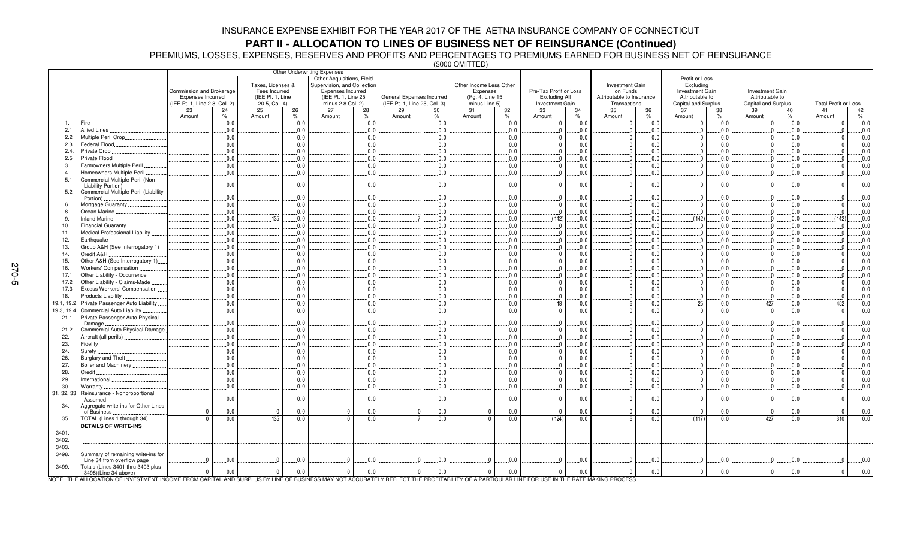# INSURANCE EXPENSE EXHIBIT FOR THE YEAR 2017 OF THE AETNA INSURANCE COMPANY OF CONNECTICUT

## PART II - ALLOCATION TO LINES OF BUSINESS NET OF REINSURANCE (Continued)

PREMIUMS, LOSSES, EXPENSES, RESERVES AND PROFITS AND PERCENTAGES TO PREMIUMS EARNED FOR BUSINESS NET OF REINSURANCE

($000 OMITTED)

| | Other Underwriting Expenses | | | | | | | | Other Income Less Other Expenses (Pg. 4, Line 15 minus Line 5) | | Pre-Tax Profit or Loss Excluding All Investment Gain | | Investment Gain on Funds Attributable to Insurance Transactions | | Profit or Loss Excluding Investment Gain Attributable to Capital and Surplus | | Investment Gain Attributable to Capital and Surplus | | Total Profit or Loss | |
|---|---|---|---|---|---|---|---|---|---|---|---|---|---|---|---|---|---|---|---|---|
| | Commission and Brokerage Expenses Incurred (IEE Pt. 1, Line 2.8, Col. 2) | | Taxes, Licenses & Fees Incurred (IEE Pt. 1, Line 20.5, Col. 4) | | Other Acquisitions, Field Supervision, and Collection Expenses Incurred (IEE Pt. 1, Line 25 minus 2.8 Col. 2) | | General Expenses Incurred (IEE Pt. 1, Line 25, Col. 3) | | | | | | | | | | | | | |
| | 23 Amount | 24 % | 25 Amount | 26 % | 27 Amount | 28 % | 29 Amount | 30 % | 31 Amount | 32 % | 33 Amount | 34 % | 35 Amount | 36 % | 37 Amount | 38 % | 39 Amount | 40 % | 41 Amount | 42 % |
| 1. Fire | | 0.0 | | 0.0 | | 0.0 | | 0.0 | | 0.0 | 0 | 0.0 | 0 | 0.0 | 0 | 0.0 | 0 | 0.0 | 0 | 0.0 |
| 2.1 Allied Lines | | 0.0 | | 0.0 | | 0.0 | | 0.0 | | 0.0 | 0 | 0.0 | 0 | 0.0 | 0 | 0.0 | 0 | 0.0 | 0 | 0.0 |
| 2.2 Multiple Peril Crop | | 0.0 | | 0.0 | | 0.0 | | 0.0 | | 0.0 | 0 | 0.0 | 0 | 0.0 | 0 | 0.0 | 0 | 0.0 | 0 | 0.0 |
| 2.3 Federal Flood | | 0.0 | | 0.0 | | 0.0 | | 0.0 | | 0.0 | 0 | 0.0 | 0 | 0.0 | 0 | 0.0 | 0 | 0.0 | 0 | 0.0 |
| 2.4. Private Crop | | 0.0 | | 0.0 | | 0.0 | | 0.0 | | 0.0 | 0 | 0.0 | 0 | 0.0 | 0 | 0.0 | 0 | 0.0 | 0 | 0.0 |
| 2.5 Private Flood | | 0.0 | | 0.0 | | 0.0 | | 0.0 | | 0.0 | 0 | 0.0 | 0 | 0.0 | 0 | 0.0 | 0 | 0.0 | 0 | 0.0 |
| 3. Farmowners Multiple Peril | | 0.0 | | 0.0 | | 0.0 | | 0.0 | | 0.0 | 0 | 0.0 | 0 | 0.0 | 0 | 0.0 | 0 | 0.0 | 0 | 0.0 |
| 4. Homeowners Multiple Peril | | 0.0 | | 0.0 | | 0.0 | | 0.0 | | 0.0 | 0 | 0.0 | 0 | 0.0 | 0 | 0.0 | 0 | 0.0 | 0 | 0.0 |
| 5.1 Commercial Multiple Peril (Non-Liability Portion) | | 0.0 | | 0.0 | | 0.0 | | 0.0 | | 0.0 | 0 | 0.0 | 0 | 0.0 | 0 | 0.0 | 0 | 0.0 | 0 | 0.0 |
| 5.2 Commercial Multiple Peril (Liability Portion) | | 0.0 | | 0.0 | | 0.0 | | 0.0 | | 0.0 | 0 | 0.0 | 0 | 0.0 | 0 | 0.0 | 0 | 0.0 | 0 | 0.0 |
| 6. Mortgage Guaranty | | 0.0 | | 0.0 | | 0.0 | | 0.0 | | 0.0 | 0 | 0.0 | 0 | 0.0 | 0 | 0.0 | 0 | 0.0 | 0 | 0.0 |
| 8. Ocean Marine | | 0.0 | | 0.0 | | 0.0 | | 0.0 | | 0.0 | 0 | 0.0 | 0 | 0.0 | 0 | 0.0 | 0 | 0.0 | 0 | 0.0 |
| 9. Inland Marine | | 0.0 | 135 | 0.0 | | 0.0 | 7 | 0.0 | | 0.0 | (142) | 0.0 | 0 | 0.0 | (142) | 0.0 | 0 | 0.0 | (142) | 0.0 |
| 10. Financial Guaranty | | 0.0 | | 0.0 | | 0.0 | | 0.0 | | 0.0 | 0 | 0.0 | 0 | 0.0 | 0 | 0.0 | 0 | 0.0 | 0 | 0.0 |
| 11. Medical Professional Liability | | 0.0 | | 0.0 | | 0.0 | | 0.0 | | 0.0 | 0 | 0.0 | 0 | 0.0 | 0 | 0.0 | 0 | 0.0 | 0 | 0.0 |
| 12. Earthquake | | 0.0 | | 0.0 | | 0.0 | | 0.0 | | 0.0 | 0 | 0.0 | 0 | 0.0 | 0 | 0.0 | 0 | 0.0 | 0 | 0.0 |
| 13. Group A&H (See Interrogatory 1) | | 0.0 | | 0.0 | | 0.0 | | 0.0 | | 0.0 | 0 | 0.0 | 0 | 0.0 | 0 | 0.0 | 0 | 0.0 | 0 | 0.0 |
| 14. Credit A&H | | 0.0 | | 0.0 | | 0.0 | | 0.0 | | 0.0 | 0 | 0.0 | 0 | 0.0 | 0 | 0.0 | 0 | 0.0 | 0 | 0.0 |
| 15. Other A&H (See Interrogatory 1) | | 0.0 | | 0.0 | | 0.0 | | 0.0 | | 0.0 | 0 | 0.0 | 0 | 0.0 | 0 | 0.0 | 0 | 0.0 | 0 | 0.0 |
| 16. Workers' Compensation | | 0.0 | | 0.0 | | 0.0 | | 0.0 | | 0.0 | 0 | 0.0 | 0 | 0.0 | 0 | 0.0 | 0 | 0.0 | 0 | 0.0 |
| 17.1 Other Liability - Occurrence | | 0.0 | | 0.0 | | 0.0 | | 0.0 | | 0.0 | 0 | 0.0 | 0 | 0.0 | 0 | 0.0 | 0 | 0.0 | 0 | 0.0 |
| 17.2 Other Liability - Claims-Made | | 0.0 | | 0.0 | | 0.0 | | 0.0 | | 0.0 | 0 | 0.0 | 0 | 0.0 | 0 | 0.0 | 0 | 0.0 | 0 | 0.0 |
| 17.3 Excess Workers' Compensation | | 0.0 | | 0.0 | | 0.0 | | 0.0 | | 0.0 | 0 | 0.0 | 0 | 0.0 | 0 | 0.0 | 0 | 0.0 | 0 | 0.0 |
| 18. Products Liability | | 0.0 | | 0.0 | | 0.0 | | 0.0 | | 0.0 | 0 | 0.0 | 0 | 0.0 | 0 | 0.0 | 0 | 0.0 | 0 | 0.0 |
| 19.1, 19.2 Private Passenger Auto Liability | | 0.0 | | 0.0 | | 0.0 | | 0.0 | | 0.0 | 18 | 0.0 | 6 | 0.0 | 25 | 0.0 | 427 | 0.0 | 452 | 0.0 |
| 19.3, 19.4 Commercial Auto Liability | | 0.0 | | 0.0 | | 0.0 | | 0.0 | | 0.0 | 0 | 0.0 | 0 | 0.0 | 0 | 0.0 | 0 | 0.0 | 0 | 0.0 |
| 21.1 Private Passenger Auto Physical Damage | | 0.0 | | 0.0 | | 0.0 | | 0.0 | | 0.0 | 0 | 0.0 | 0 | 0.0 | 0 | 0.0 | 0 | 0.0 | 0 | 0.0 |
| 21.2 Commercial Auto Physical Damage | | 0.0 | | 0.0 | | 0.0 | | 0.0 | | 0.0 | 0 | 0.0 | 0 | 0.0 | 0 | 0.0 | 0 | 0.0 | 0 | 0.0 |
| 22. Aircraft (all perils) | | 0.0 | | 0.0 | | 0.0 | | 0.0 | | 0.0 | 0 | 0.0 | 0 | 0.0 | 0 | 0.0 | 0 | 0.0 | 0 | 0.0 |
| 23. Fidelity | | 0.0 | | 0.0 | | 0.0 | | 0.0 | | 0.0 | 0 | 0.0 | 0 | 0.0 | 0 | 0.0 | 0 | 0.0 | 0 | 0.0 |
| 24. Surety | | 0.0 | | 0.0 | | 0.0 | | 0.0 | | 0.0 | 0 | 0.0 | 0 | 0.0 | 0 | 0.0 | 0 | 0.0 | 0 | 0.0 |
| 26. Burglary and Theft | | 0.0 | | 0.0 | | 0.0 | | 0.0 | | 0.0 | 0 | 0.0 | 0 | 0.0 | 0 | 0.0 | 0 | 0.0 | 0 | 0.0 |
| 27. Boiler and Machinery | | 0.0 | | 0.0 | | 0.0 | | 0.0 | | 0.0 | 0 | 0.0 | 0 | 0.0 | 0 | 0.0 | 0 | 0.0 | 0 | 0.0 |
| 28. Credit | | 0.0 | | 0.0 | | 0.0 | | 0.0 | | 0.0 | 0 | 0.0 | 0 | 0.0 | 0 | 0.0 | 0 | 0.0 | 0 | 0.0 |
| 29. International | | 0.0 | | 0.0 | | 0.0 | | 0.0 | | 0.0 | 0 | 0.0 | 0 | 0.0 | 0 | 0.0 | 0 | 0.0 | 0 | 0.0 |
| 30. Warranty | | 0.0 | | 0.0 | | 0.0 | | 0.0 | | 0.0 | 0 | 0.0 | 0 | 0.0 | 0 | 0.0 | 0 | 0.0 | 0 | 0.0 |
| 31, 32, 33 Reinsurance - Nonproportional Assumed | | 0.0 | | 0.0 | | 0.0 | | 0.0 | | 0.0 | 0 | 0.0 | 0 | 0.0 | 0 | 0.0 | 0 | 0.0 | 0 | 0.0 |
| 34. Aggregate write-ins for Other Lines of Business | 0 | 0.0 | 0 | 0.0 | 0 | 0.0 | 0 | 0.0 | 0 | 0.0 | 0 | 0.0 | 0 | 0.0 | 0 | 0.0 | 0 | 0.0 | 0 | 0.0 |
| 35. TOTAL (Lines 1 through 34) | 0 | 0.0 | 135 | 0.0 | 0 | 0.0 | 7 | 0.0 | 0 | 0.0 | (124) | 0.0 | 6 | 0.0 | (117) | 0.0 | 427 | 0.0 | 310 | 0.0 |
| **DETAILS OF WRITE-INS** | | | | | | | | | | | | | | | | | | | | |
| 3401. | | | | | | | | | | | | | | | | | | | | |
| 3402. | | | | | | | | | | | | | | | | | | | | |
| 3403. | | | | | | | | | | | | | | | | | | | | |
| 3498. Summary of remaining write-ins for Line 34 from overflow page | 0 | 0.0 | 0 | 0.0 | 0 | 0.0 | 0 | 0.0 | 0 | 0.0 | 0 | 0.0 | 0 | 0.0 | 0 | 0.0 | 0 | 0.0 | 0 | 0.0 |
| 3499. Totals (Lines 3401 thru 3403 plus 3498)(Line 34 above) | 0 | 0.0 | 0 | 0.0 | 0 | 0.0 | 0 | 0.0 | 0 | 0.0 | 0 | 0.0 | 0 | 0.0 | 0 | 0.0 | 0 | 0.0 | 0 | 0.0 |

NOTE: THE ALLOCATION OF INVESTMENT INCOME FROM CAPITAL AND SURPLUS BY LINE OF BUSINESS MAY NOT ACCURATELY REFLECT THE PROFITABILITY OF A PARTICULAR LINE FOR USE IN THE RATE MAKING PROCESS.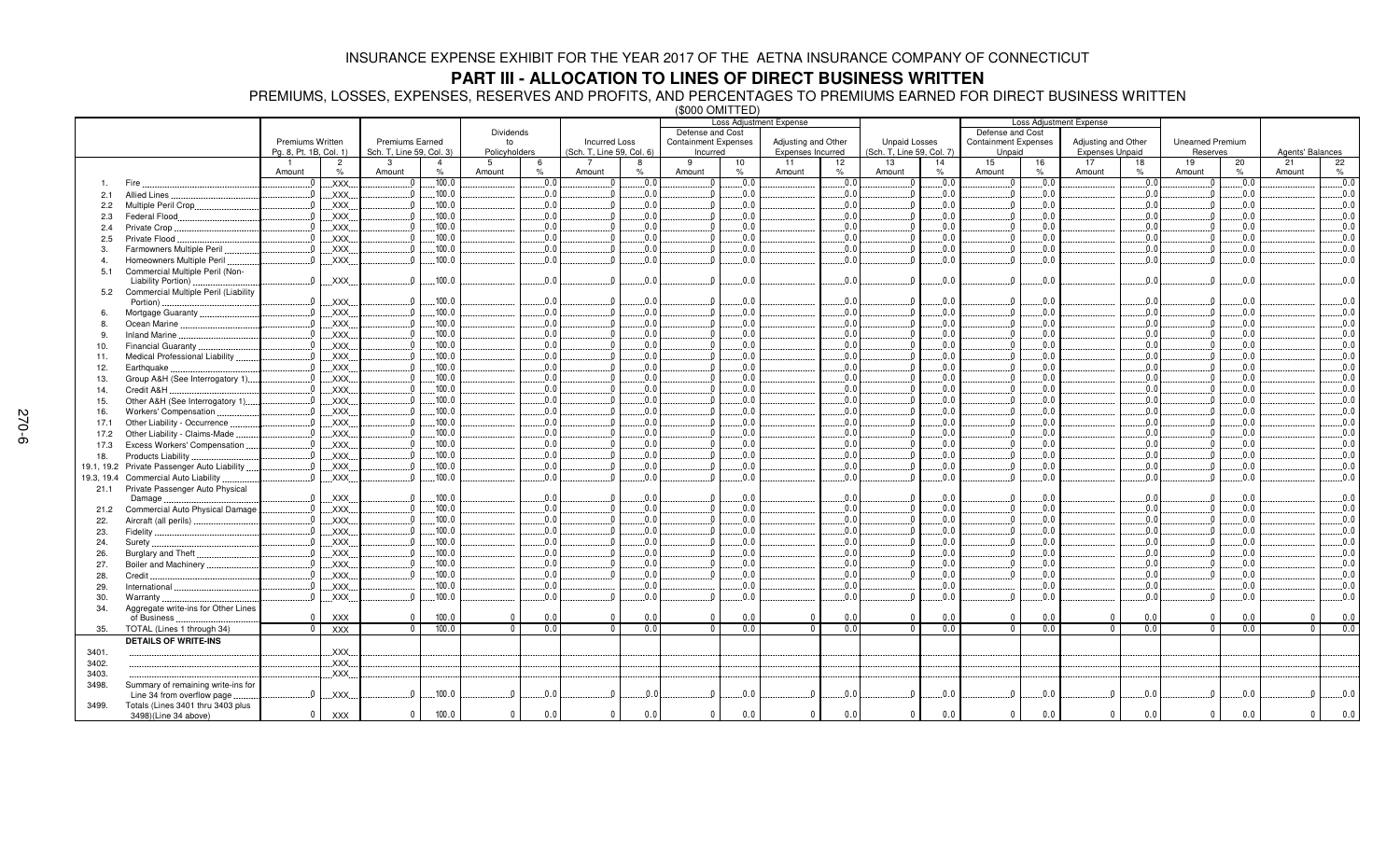# INSURANCE EXPENSE EXHIBIT FOR THE YEAR 2017 OF THE AETNA INSURANCE COMPANY OF CONNECTICUT

## PART III - ALLOCATION TO LINES OF DIRECT BUSINESS WRITTEN

PREMIUMS, LOSSES, EXPENSES, RESERVES AND PROFITS, AND PERCENTAGES TO PREMIUMS EARNED FOR DIRECT BUSINESS WRITTEN

($000 OMITTED)

| | | Premiums Written Pg. 8, Pt. 1B, Col. 1) | | Premiums Earned Sch. T, Line 59, Col. 3) | | Dividends to Policyholders | | Incurred Loss (Sch. T, Line 59, Col. 6) | | Loss Adjustment Expense: Defense and Cost Containment Expenses Incurred | | Loss Adjustment Expense: Adjusting and Other Expenses Incurred | | Unpaid Losses (Sch. T, Line 59, Col. 7) | | Loss Adjustment Expense: Defense and Cost Containment Expenses Unpaid | | Loss Adjustment Expense: Adjusting and Other Expenses Unpaid | | Unearned Premium Reserves | | Agents' Balances | |
|---|---|---|---|---|---|---|---|---|---|---|---|---|---|---|---|---|---|---|---|---|---|---|---|
| | | 1 Amount | 2 % | 3 Amount | 4 % | 5 Amount | 6 % | 7 Amount | 8 % | 9 Amount | 10 % | 11 Amount | 12 % | 13 Amount | 14 % | 15 Amount | 16 % | 17 Amount | 18 % | 19 Amount | 20 % | 21 Amount | 22 % |
| 1. | Fire | 0 | XXX | 0 | 100.0 | | 0.0 | 0 | 0.0 | 0 | 0.0 | | 0.0 | 0 | 0.0 | 0 | 0.0 | | 0.0 | 0 | 0.0 | | 0.0 |
| 2.1 | Allied Lines | 0 | XXX | 0 | 100.0 | | 0.0 | 0 | 0.0 | 0 | 0.0 | | 0.0 | 0 | 0.0 | 0 | 0.0 | | 0.0 | 0 | 0.0 | | 0.0 |
| 2.2 | Multiple Peril Crop | 0 | XXX | 0 | 100.0 | | 0.0 | 0 | 0.0 | 0 | 0.0 | | 0.0 | 0 | 0.0 | 0 | 0.0 | | 0.0 | 0 | 0.0 | | 0.0 |
| 2.3 | Federal Flood | 0 | XXX | 0 | 100.0 | | 0.0 | 0 | 0.0 | 0 | 0.0 | | 0.0 | 0 | 0.0 | 0 | 0.0 | | 0.0 | 0 | 0.0 | | 0.0 |
| 2.4 | Private Crop | 0 | XXX | 0 | 100.0 | | 0.0 | 0 | 0.0 | 0 | 0.0 | | 0.0 | 0 | 0.0 | 0 | 0.0 | | 0.0 | 0 | 0.0 | | 0.0 |
| 2.5 | Private Flood | 0 | XXX | 0 | 100.0 | | 0.0 | 0 | 0.0 | 0 | 0.0 | | 0.0 | 0 | 0.0 | 0 | 0.0 | | 0.0 | 0 | 0.0 | | 0.0 |
| 3. | Farmowners Multiple Peril | 0 | XXX | 0 | 100.0 | | 0.0 | 0 | 0.0 | 0 | 0.0 | | 0.0 | 0 | 0.0 | 0 | 0.0 | | 0.0 | 0 | 0.0 | | 0.0 |
| 4. | Homeowners Multiple Peril | 0 | XXX | 0 | 100.0 | | 0.0 | 0 | 0.0 | 0 | 0.0 | | 0.0 | 0 | 0.0 | 0 | 0.0 | | 0.0 | 0 | 0.0 | | 0.0 |
| 5.1 | Commercial Multiple Peril (Non-Liability Portion) | 0 | XXX | 0 | 100.0 | | 0.0 | 0 | 0.0 | 0 | 0.0 | | 0.0 | 0 | 0.0 | 0 | 0.0 | | 0.0 | 0 | 0.0 | | 0.0 |
| 5.2 | Commercial Multiple Peril (Liability Portion) | 0 | XXX | 0 | 100.0 | | 0.0 | 0 | 0.0 | 0 | 0.0 | | 0.0 | 0 | 0.0 | 0 | 0.0 | | 0.0 | 0 | 0.0 | | 0.0 |
| 6. | Mortgage Guaranty | 0 | XXX | 0 | 100.0 | | 0.0 | 0 | 0.0 | 0 | 0.0 | | 0.0 | 0 | 0.0 | 0 | 0.0 | | 0.0 | 0 | 0.0 | | 0.0 |
| 8. | Ocean Marine | 0 | XXX | 0 | 100.0 | | 0.0 | 0 | 0.0 | 0 | 0.0 | | 0.0 | 0 | 0.0 | 0 | 0.0 | | 0.0 | 0 | 0.0 | | 0.0 |
| 9. | Inland Marine | 0 | XXX | 0 | 100.0 | | 0.0 | 0 | 0.0 | 0 | 0.0 | | 0.0 | 0 | 0.0 | 0 | 0.0 | | 0.0 | 0 | 0.0 | | 0.0 |
| 10. | Financial Guaranty | 0 | XXX | 0 | 100.0 | | 0.0 | 0 | 0.0 | 0 | 0.0 | | 0.0 | 0 | 0.0 | 0 | 0.0 | | 0.0 | 0 | 0.0 | | 0.0 |
| 11. | Medical Professional Liability | 0 | XXX | 0 | 100.0 | | 0.0 | 0 | 0.0 | 0 | 0.0 | | 0.0 | 0 | 0.0 | 0 | 0.0 | | 0.0 | 0 | 0.0 | | 0.0 |
| 12. | Earthquake | 0 | XXX | 0 | 100.0 | | 0.0 | 0 | 0.0 | 0 | 0.0 | | 0.0 | 0 | 0.0 | 0 | 0.0 | | 0.0 | 0 | 0.0 | | 0.0 |
| 13. | Group A&H (See Interrogatory 1) | 0 | XXX | 0 | 100.0 | | 0.0 | 0 | 0.0 | 0 | 0.0 | | 0.0 | 0 | 0.0 | 0 | 0.0 | | 0.0 | 0 | 0.0 | | 0.0 |
| 14. | Credit A&H | 0 | XXX | 0 | 100.0 | | 0.0 | 0 | 0.0 | 0 | 0.0 | | 0.0 | 0 | 0.0 | 0 | 0.0 | | 0.0 | 0 | 0.0 | | 0.0 |
| 15. | Other A&H (See Interrogatory 1) | 0 | XXX | 0 | 100.0 | | 0.0 | 0 | 0.0 | 0 | 0.0 | | 0.0 | 0 | 0.0 | 0 | 0.0 | | 0.0 | 0 | 0.0 | | 0.0 |
| 16. | Workers' Compensation | 0 | XXX | 0 | 100.0 | | 0.0 | 0 | 0.0 | 0 | 0.0 | | 0.0 | 0 | 0.0 | 0 | 0.0 | | 0.0 | 0 | 0.0 | | 0.0 |
| 17.1 | Other Liability - Occurrence | 0 | XXX | 0 | 100.0 | | 0.0 | 0 | 0.0 | 0 | 0.0 | | 0.0 | 0 | 0.0 | 0 | 0.0 | | 0.0 | 0 | 0.0 | | 0.0 |
| 17.2 | Other Liability - Claims-Made | 0 | XXX | 0 | 100.0 | | 0.0 | 0 | 0.0 | 0 | 0.0 | | 0.0 | 0 | 0.0 | 0 | 0.0 | | 0.0 | 0 | 0.0 | | 0.0 |
| 17.3 | Excess Workers' Compensation | 0 | XXX | 0 | 100.0 | | 0.0 | 0 | 0.0 | 0 | 0.0 | | 0.0 | 0 | 0.0 | 0 | 0.0 | | 0.0 | 0 | 0.0 | | 0.0 |
| 18. | Products Liability | 0 | XXX | 0 | 100.0 | | 0.0 | 0 | 0.0 | 0 | 0.0 | | 0.0 | 0 | 0.0 | 0 | 0.0 | | 0.0 | 0 | 0.0 | | 0.0 |
| 19.1, 19.2 | Private Passenger Auto Liability | 0 | XXX | 0 | 100.0 | | 0.0 | 0 | 0.0 | 0 | 0.0 | | 0.0 | 0 | 0.0 | 0 | 0.0 | | 0.0 | 0 | 0.0 | | 0.0 |
| 19.3, 19.4 | Commercial Auto Liability | 0 | XXX | 0 | 100.0 | | 0.0 | 0 | 0.0 | 0 | 0.0 | | 0.0 | 0 | 0.0 | 0 | 0.0 | | 0.0 | 0 | 0.0 | | 0.0 |
| 21.1 | Private Passenger Auto Physical Damage | 0 | XXX | 0 | 100.0 | | 0.0 | 0 | 0.0 | 0 | 0.0 | | 0.0 | 0 | 0.0 | 0 | 0.0 | | 0.0 | 0 | 0.0 | | 0.0 |
| 21.2 | Commercial Auto Physical Damage | 0 | XXX | 0 | 100.0 | | 0.0 | 0 | 0.0 | 0 | 0.0 | | 0.0 | 0 | 0.0 | 0 | 0.0 | | 0.0 | 0 | 0.0 | | 0.0 |
| 22. | Aircraft (all perils) | 0 | XXX | 0 | 100.0 | | 0.0 | 0 | 0.0 | 0 | 0.0 | | 0.0 | 0 | 0.0 | 0 | 0.0 | | 0.0 | 0 | 0.0 | | 0.0 |
| 23. | Fidelity | 0 | XXX | 0 | 100.0 | | 0.0 | 0 | 0.0 | 0 | 0.0 | | 0.0 | 0 | 0.0 | 0 | 0.0 | | 0.0 | 0 | 0.0 | | 0.0 |
| 24. | Surety | 0 | XXX | 0 | 100.0 | | 0.0 | 0 | 0.0 | 0 | 0.0 | | 0.0 | 0 | 0.0 | 0 | 0.0 | | 0.0 | 0 | 0.0 | | 0.0 |
| 26. | Burglary and Theft | 0 | XXX | 0 | 100.0 | | 0.0 | 0 | 0.0 | 0 | 0.0 | | 0.0 | 0 | 0.0 | 0 | 0.0 | | 0.0 | 0 | 0.0 | | 0.0 |
| 27. | Boiler and Machinery | 0 | XXX | 0 | 100.0 | | 0.0 | 0 | 0.0 | 0 | 0.0 | | 0.0 | 0 | 0.0 | 0 | 0.0 | | 0.0 | 0 | 0.0 | | 0.0 |
| 28. | Credit | 0 | XXX | 0 | 100.0 | | 0.0 | 0 | 0.0 | 0 | 0.0 | | 0.0 | 0 | 0.0 | 0 | 0.0 | | 0.0 | 0 | 0.0 | | 0.0 |
| 29. | International | 0 | XXX | | 100.0 | | 0.0 | | 0.0 | | 0.0 | | 0.0 | | 0.0 | | 0.0 | | 0.0 | | 0.0 | | 0.0 |
| 30. | Warranty | 0 | XXX | 0 | 100.0 | | 0.0 | 0 | 0.0 | 0 | 0.0 | | 0.0 | 0 | 0.0 | 0 | 0.0 | | 0.0 | 0 | 0.0 | | 0.0 |
| 34. | Aggregate write-ins for Other Lines of Business | 0 | XXX | 0 | 100.0 | 0 | 0.0 | 0 | 0.0 | 0 | 0.0 | 0 | 0.0 | 0 | 0.0 | 0 | 0.0 | 0 | 0.0 | 0 | 0.0 | 0 | 0.0 |
| 35. | TOTAL (Lines 1 through 34) | 0 | XXX | 0 | 100.0 | 0 | 0.0 | 0 | 0.0 | 0 | 0.0 | 0 | 0.0 | 0 | 0.0 | 0 | 0.0 | 0 | 0.0 | 0 | 0.0 | 0 | 0.0 |
| | **DETAILS OF WRITE-INS** | | | | | | | | | | | | | | | | | | | | | | |
| 3401. | | | XXX | | | | | | | | | | | | | | | | | | | | |
| 3402. | | | XXX | | | | | | | | | | | | | | | | | | | | |
| 3403. | | | XXX | | | | | | | | | | | | | | | | | | | | |
| 3498. | Summary of remaining write-ins for Line 34 from overflow page | 0 | XXX | 0 | 100.0 | 0 | 0.0 | 0 | 0.0 | 0 | 0.0 | 0 | 0.0 | 0 | 0.0 | 0 | 0.0 | 0 | 0.0 | 0 | 0.0 | 0 | 0.0 |
| 3499. | Totals (Lines 3401 thru 3403 plus 3498)(Line 34 above) | 0 | XXX | 0 | 100.0 | 0 | 0.0 | 0 | 0.0 | 0 | 0.0 | 0 | 0.0 | 0 | 0.0 | 0 | 0.0 | 0 | 0.0 | 0 | 0.0 | 0 | 0.0 |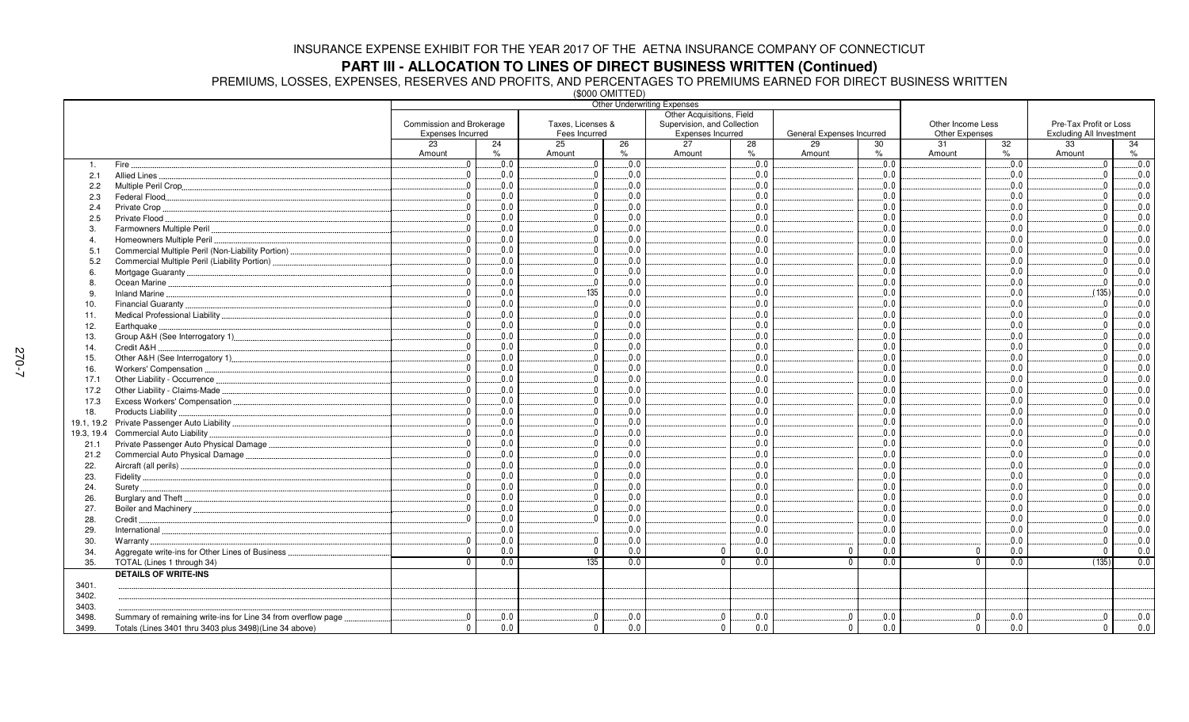INSURANCE EXPENSE EXHIBIT FOR THE YEAR 2017 OF THE AETNA INSURANCE COMPANY OF CONNECTICUT

## PART III - ALLOCATION TO LINES OF DIRECT BUSINESS WRITTEN (Continued)

PREMIUMS, LOSSES, EXPENSES, RESERVES AND PROFITS, AND PERCENTAGES TO PREMIUMS EARNED FOR DIRECT BUSINESS WRITTEN

($000 OMITTED)

| | | Other Underwriting Expenses | | | | | | | | | | | |
|---|---|---|---|---|---|---|---|---|---|---|---|---|---|
| | | Commission and Brokerage Expenses Incurred | | Taxes, Licenses & Fees Incurred | | Other Acquisitions, Field Supervision, and Collection Expenses Incurred | | General Expenses Incurred | | Other Income Less Other Expenses | | Pre-Tax Profit or Loss Excluding All Investment | |
| | | 23 | 24 | 25 | 26 | 27 | 28 | 29 | 30 | 31 | 32 | 33 | 34 |
| | | Amount | % | Amount | % | Amount | % | Amount | % | Amount | % | Amount | % |
| 1. | Fire | 0 | 0.0 | 0 | 0.0 | | 0.0 | | 0.0 | | 0.0 | 0 | 0.0 |
| 2.1 | Allied Lines | 0 | 0.0 | 0 | 0.0 | | 0.0 | | 0.0 | | 0.0 | 0 | 0.0 |
| 2.2 | Multiple Peril Crop | 0 | 0.0 | 0 | 0.0 | | 0.0 | | 0.0 | | 0.0 | 0 | 0.0 |
| 2.3 | Federal Flood | 0 | 0.0 | 0 | 0.0 | | 0.0 | | 0.0 | | 0.0 | 0 | 0.0 |
| 2.4 | Private Crop | 0 | 0.0 | 0 | 0.0 | | 0.0 | | 0.0 | | 0.0 | 0 | 0.0 |
| 2.5 | Private Flood | 0 | 0.0 | 0 | 0.0 | | 0.0 | | 0.0 | | 0.0 | 0 | 0.0 |
| 3. | Farmowners Multiple Peril | 0 | 0.0 | 0 | 0.0 | | 0.0 | | 0.0 | | 0.0 | 0 | 0.0 |
| 4. | Homeowners Multiple Peril | 0 | 0.0 | 0 | 0.0 | | 0.0 | | 0.0 | | 0.0 | 0 | 0.0 |
| 5.1 | Commercial Multiple Peril (Non-Liability Portion) | 0 | 0.0 | 0 | 0.0 | | 0.0 | | 0.0 | | 0.0 | 0 | 0.0 |
| 5.2 | Commercial Multiple Peril (Liability Portion) | 0 | 0.0 | 0 | 0.0 | | 0.0 | | 0.0 | | 0.0 | 0 | 0.0 |
| 6. | Mortgage Guaranty | 0 | 0.0 | 0 | 0.0 | | 0.0 | | 0.0 | | 0.0 | 0 | 0.0 |
| 8. | Ocean Marine | 0 | 0.0 | 0 | 0.0 | | 0.0 | | 0.0 | | 0.0 | 0 | 0.0 |
| 9. | Inland Marine | 0 | 0.0 | 135 | 0.0 | | 0.0 | | 0.0 | | 0.0 | (135) | 0.0 |
| 10. | Financial Guaranty | 0 | 0.0 | 0 | 0.0 | | 0.0 | | 0.0 | | 0.0 | 0 | 0.0 |
| 11. | Medical Professional Liability | 0 | 0.0 | 0 | 0.0 | | 0.0 | | 0.0 | | 0.0 | 0 | 0.0 |
| 12. | Earthquake | 0 | 0.0 | 0 | 0.0 | | 0.0 | | 0.0 | | 0.0 | 0 | 0.0 |
| 13. | Group A&H (See Interrogatory 1) | 0 | 0.0 | 0 | 0.0 | | 0.0 | | 0.0 | | 0.0 | 0 | 0.0 |
| 14. | Credit A&H | 0 | 0.0 | 0 | 0.0 | | 0.0 | | 0.0 | | 0.0 | 0 | 0.0 |
| 15. | Other A&H (See Interrogatory 1) | 0 | 0.0 | 0 | 0.0 | | 0.0 | | 0.0 | | 0.0 | 0 | 0.0 |
| 16. | Workers' Compensation | 0 | 0.0 | 0 | 0.0 | | 0.0 | | 0.0 | | 0.0 | 0 | 0.0 |
| 17.1 | Other Liability - Occurrence | 0 | 0.0 | 0 | 0.0 | | 0.0 | | 0.0 | | 0.0 | 0 | 0.0 |
| 17.2 | Other Liability - Claims-Made | 0 | 0.0 | 0 | 0.0 | | 0.0 | | 0.0 | | 0.0 | 0 | 0.0 |
| 17.3 | Excess Workers' Compensation | 0 | 0.0 | 0 | 0.0 | | 0.0 | | 0.0 | | 0.0 | 0 | 0.0 |
| 18. | Products Liability | 0 | 0.0 | 0 | 0.0 | | 0.0 | | 0.0 | | 0.0 | 0 | 0.0 |
| 19.1, 19.2 | Private Passenger Auto Liability | 0 | 0.0 | 0 | 0.0 | | 0.0 | | 0.0 | | 0.0 | 0 | 0.0 |
| 19.3, 19.4 | Commercial Auto Liability | 0 | 0.0 | 0 | 0.0 | | 0.0 | | 0.0 | | 0.0 | 0 | 0.0 |
| 21.1 | Private Passenger Auto Physical Damage | 0 | 0.0 | 0 | 0.0 | | 0.0 | | 0.0 | | 0.0 | 0 | 0.0 |
| 21.2 | Commercial Auto Physical Damage | 0 | 0.0 | 0 | 0.0 | | 0.0 | | 0.0 | | 0.0 | 0 | 0.0 |
| 22. | Aircraft (all perils) | 0 | 0.0 | 0 | 0.0 | | 0.0 | | 0.0 | | 0.0 | 0 | 0.0 |
| 23. | Fidelity | 0 | 0.0 | 0 | 0.0 | | 0.0 | | 0.0 | | 0.0 | 0 | 0.0 |
| 24. | Surety | 0 | 0.0 | 0 | 0.0 | | 0.0 | | 0.0 | | 0.0 | 0 | 0.0 |
| 26. | Burglary and Theft | 0 | 0.0 | 0 | 0.0 | | 0.0 | | 0.0 | | 0.0 | 0 | 0.0 |
| 27. | Boiler and Machinery | 0 | 0.0 | 0 | 0.0 | | 0.0 | | 0.0 | | 0.0 | 0 | 0.0 |
| 28. | Credit | 0 | 0.0 | 0 | 0.0 | | 0.0 | | 0.0 | | 0.0 | 0 | 0.0 |
| 29. | International | | 0.0 | | 0.0 | | 0.0 | | 0.0 | | 0.0 | 0 | 0.0 |
| 30. | Warranty | 0 | 0.0 | 0 | 0.0 | | 0.0 | | 0.0 | | 0.0 | 0 | 0.0 |
| 34. | Aggregate write-ins for Other Lines of Business | 0 | 0.0 | 0 | 0.0 | 0 | 0.0 | 0 | 0.0 | 0 | 0.0 | 0 | 0.0 |
| 35. | TOTAL (Lines 1 through 34) | 0 | 0.0 | 135 | 0.0 | 0 | 0.0 | 0 | 0.0 | 0 | 0.0 | (135) | 0.0 |
| | **DETAILS OF WRITE-INS** | | | | | | | | | | | | |
| 3401. | | | | | | | | | | | | | |
| 3402. | | | | | | | | | | | | | |
| 3403. | | | | | | | | | | | | | |
| 3498. | Summary of remaining write-ins for Line 34 from overflow page | 0 | 0.0 | 0 | 0.0 | 0 | 0.0 | 0 | 0.0 | 0 | 0.0 | 0 | 0.0 |
| 3499. | Totals (Lines 3401 thru 3403 plus 3498)(Line 34 above) | 0 | 0.0 | 0 | 0.0 | 0 | 0.0 | 0 | 0.0 | 0 | 0.0 | 0 | 0.0 |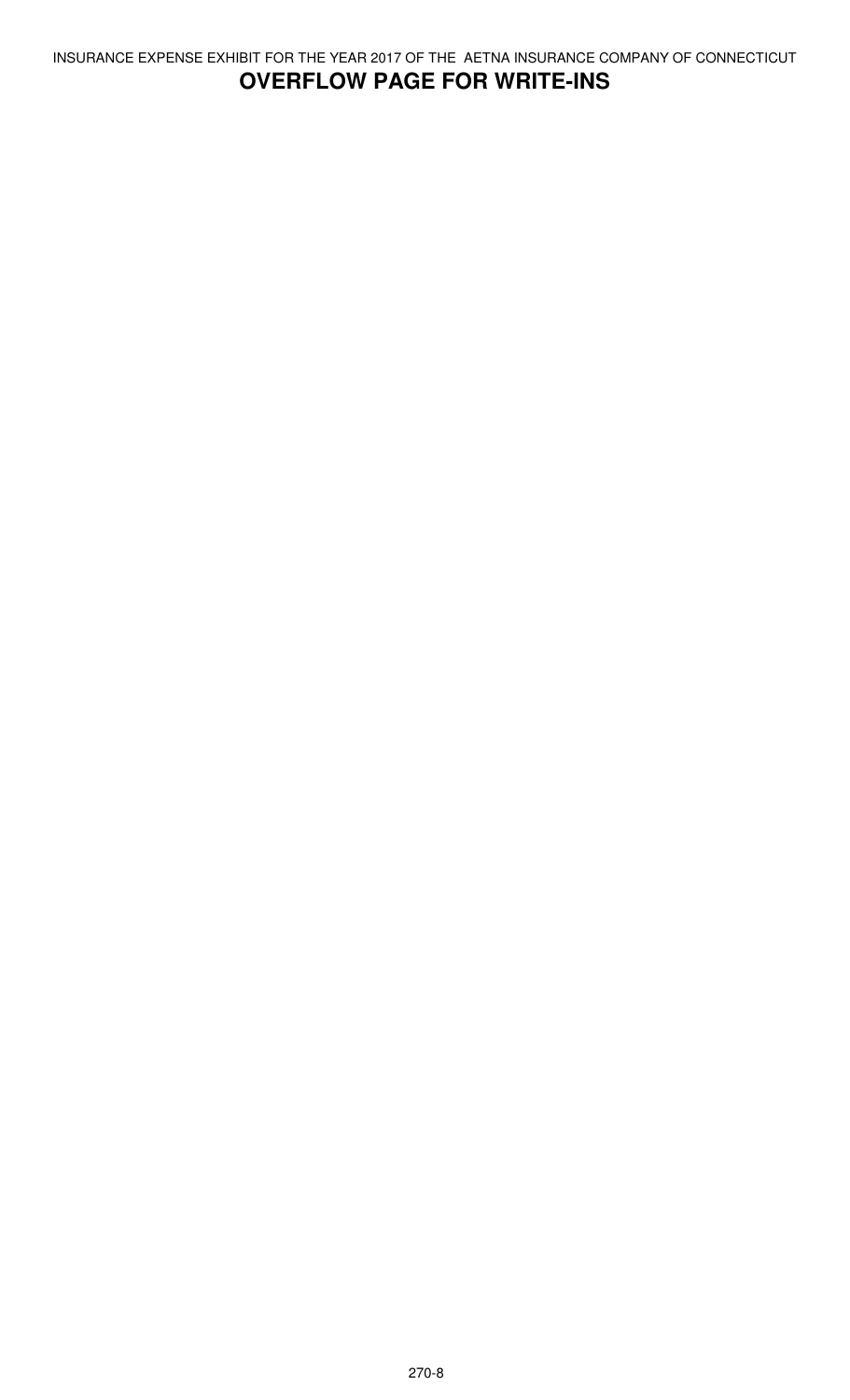INSURANCE EXPENSE EXHIBIT FOR THE YEAR 2017 OF THE AETNA INSURANCE COMPANY OF CONNECTICUT

## OVERFLOW PAGE FOR WRITE-INS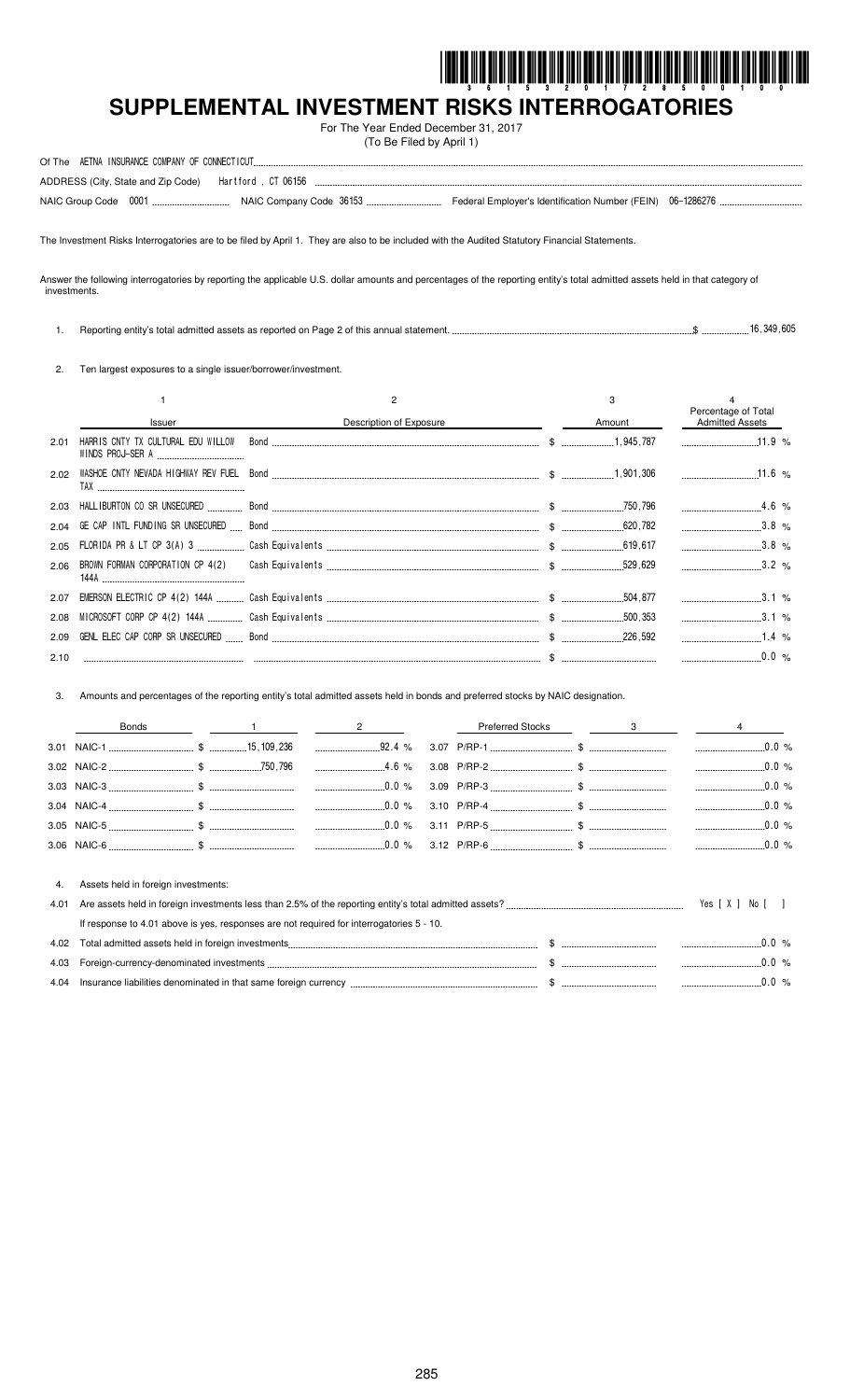# SUPPLEMENTAL INVESTMENT RISKS INTERROGATORIES

For The Year Ended December 31, 2017
(To Be Filed by April 1)

Of The AETNA INSURANCE COMPANY OF CONNECTICUT

ADDRESS (City, State and Zip Code) Hartford , CT 06156

NAIC Group Code 0001 NAIC Company Code 36153 Federal Employer's Identification Number (FEIN) 06-1286276

The Investment Risks Interrogatories are to be filed by April 1. They are also to be included with the Audited Statutory Financial Statements.

Answer the following interrogatories by reporting the applicable U.S. dollar amounts and percentages of the reporting entity's total admitted assets held in that category of investments.

1. Reporting entity's total admitted assets as reported on Page 2 of this annual statement. $ 16,349,605

2. Ten largest exposures to a single issuer/borrower/investment.

| | 1<br>Issuer | 2<br>Description of Exposure | 3<br>Amount | 4<br>Percentage of Total Admitted Assets |
|---|---|---|---|---|
| 2.01 | HARRIS CNTY TX CULTURAL EDU WILLOW WINDS PROJ-SER A | Bond | $ 1,945,787 | 11.9 % |
| 2.02 | WASHOE CNTY NEVADA HIGHWAY REV FUEL TAX | Bond | $ 1,901,306 | 11.6 % |
| 2.03 | HALLIBURTON CO SR UNSECURED | Bond | $ 750,796 | 4.6 % |
| 2.04 | GE CAP INTL FUNDING SR UNSECURED | Bond | $ 620,782 | 3.8 % |
| 2.05 | FLORIDA PR & LT CP 3(A) 3 | Cash Equivalents | $ 619,617 | 3.8 % |
| 2.06 | BROWN FORMAN CORPORATION CP 4(2) 144A | Cash Equivalents | $ 529,629 | 3.2 % |
| 2.07 | EMERSON ELECTRIC CP 4(2) 144A | Cash Equivalents | $ 504,877 | 3.1 % |
| 2.08 | MICROSOFT CORP CP 4(2) 144A | Cash Equivalents | $ 500,353 | 3.1 % |
| 2.09 | GENL ELEC CAP CORP SR UNSECURED | Bond | $ 226,592 | 1.4 % |
| 2.10 | | | $ | 0.0 % |

3. Amounts and percentages of the reporting entity's total admitted assets held in bonds and preferred stocks by NAIC designation.

| Bonds | 1 | 2 | Preferred Stocks | 3 | 4 |
|---|---|---|---|---|---|
| 3.01 NAIC-1 | $ 15,109,236 | 92.4 % | 3.07 P/RP-1 | $ | 0.0 % |
| 3.02 NAIC-2 | $ 750,796 | 4.6 % | 3.08 P/RP-2 | $ | 0.0 % |
| 3.03 NAIC-3 | $ | 0.0 % | 3.09 P/RP-3 | $ | 0.0 % |
| 3.04 NAIC-4 | $ | 0.0 % | 3.10 P/RP-4 | $ | 0.0 % |
| 3.05 NAIC-5 | $ | 0.0 % | 3.11 P/RP-5 | $ | 0.0 % |
| 3.06 NAIC-6 | $ | 0.0 % | 3.12 P/RP-6 | $ | 0.0 % |

4. Assets held in foreign investments:

4.01 Are assets held in foreign investments less than 2.5% of the reporting entity's total admitted assets? Yes [ X ] No [ ]

If response to 4.01 above is yes, responses are not required for interrogatories 5 - 10.

| | | | |
|---|---|---|---|
| 4.02 | Total admitted assets held in foreign investments | $ | 0.0 % |
| 4.03 | Foreign-currency-denominated investments | $ | 0.0 % |
| 4.04 | Insurance liabilities denominated in that same foreign currency | $ | 0.0 % |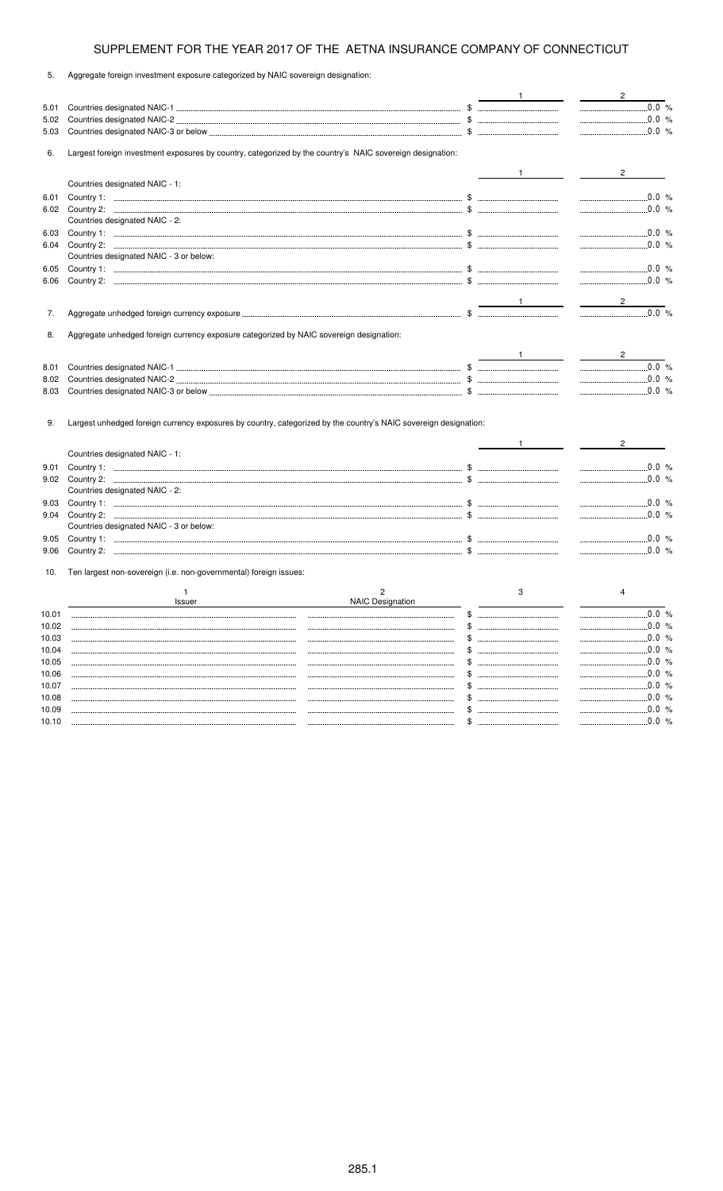# SUPPLEMENT FOR THE YEAR 2017 OF THE AETNA INSURANCE COMPANY OF CONNECTICUT

5. Aggregate foreign investment exposure categorized by NAIC sovereign designation:

| | | 1 | 2 |
|---|---|---|---|
| 5.01 | Countries designated NAIC-1 | $ | 0.0 % |
| 5.02 | Countries designated NAIC-2 | $ | 0.0 % |
| 5.03 | Countries designated NAIC-3 or below | $ | 0.0 % |

6. Largest foreign investment exposures by country, categorized by the country's NAIC sovereign designation:

| | | 1 | 2 |
|---|---|---|---|
| | Countries designated NAIC - 1: | | |
| 6.01 | Country 1: | $ | 0.0 % |
| 6.02 | Country 2: | $ | 0.0 % |
| | Countries designated NAIC - 2: | | |
| 6.03 | Country 1: | $ | 0.0 % |
| 6.04 | Country 2: | $ | 0.0 % |
| | Countries designated NAIC - 3 or below: | | |
| 6.05 | Country 1: | $ | 0.0 % |
| 6.06 | Country 2: | $ | 0.0 % |

| | | 1 | 2 |
|---|---|---|---|
| 7. | Aggregate unhedged foreign currency exposure | $ | 0.0 % |

8. Aggregate unhedged foreign currency exposure categorized by NAIC sovereign designation:

| | | 1 | 2 |
|---|---|---|---|
| 8.01 | Countries designated NAIC-1 | $ | 0.0 % |
| 8.02 | Countries designated NAIC-2 | $ | 0.0 % |
| 8.03 | Countries designated NAIC-3 or below | $ | 0.0 % |

9. Largest unhedged foreign currency exposures by country, categorized by the country's NAIC sovereign designation:

| | | 1 | 2 |
|---|---|---|---|
| | Countries designated NAIC - 1: | | |
| 9.01 | Country 1: | $ | 0.0 % |
| 9.02 | Country 2: | $ | 0.0 % |
| | Countries designated NAIC - 2: | | |
| 9.03 | Country 1: | $ | 0.0 % |
| 9.04 | Country 2: | $ | 0.0 % |
| | Countries designated NAIC - 3 or below: | | |
| 9.05 | Country 1: | $ | 0.0 % |
| 9.06 | Country 2: | $ | 0.0 % |

10. Ten largest non-sovereign (i.e. non-governmental) foreign issues:

| | 1<br>Issuer | 2<br>NAIC Designation | 3 | 4 |
|---|---|---|---|---|
| 10.01 | | | $ | 0.0 % |
| 10.02 | | | $ | 0.0 % |
| 10.03 | | | $ | 0.0 % |
| 10.04 | | | $ | 0.0 % |
| 10.05 | | | $ | 0.0 % |
| 10.06 | | | $ | 0.0 % |
| 10.07 | | | $ | 0.0 % |
| 10.08 | | | $ | 0.0 % |
| 10.09 | | | $ | 0.0 % |
| 10.10 | | | $ | 0.0 % |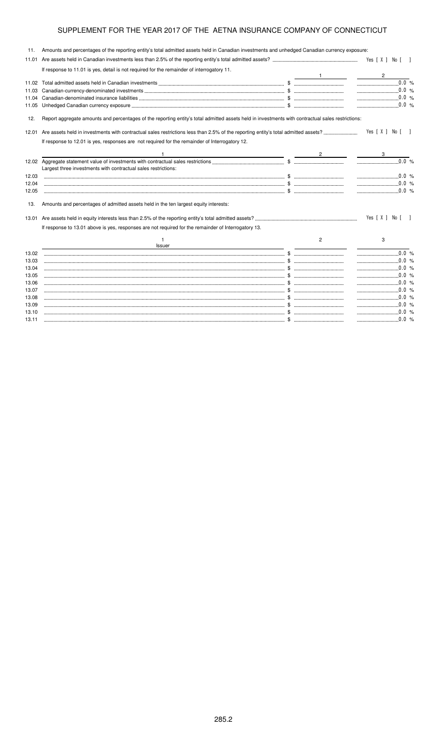# SUPPLEMENT FOR THE YEAR 2017 OF THE AETNA INSURANCE COMPANY OF CONNECTICUT

11. Amounts and percentages of the reporting entity's total admitted assets held in Canadian investments and unhedged Canadian currency exposure:

11.01 Are assets held in Canadian investments less than 2.5% of the reporting entity's total admitted assets? Yes [ X ] No [ ]

If response to 11.01 is yes, detail is not required for the remainder of interrogatory 11.

| | | 1 | 2 |
|---|---|---|---|
| 11.02 | Total admitted assets held in Canadian investments | $ | 0.0 % |
| 11.03 | Canadian-currency-denominated investments | $ | 0.0 % |
| 11.04 | Canadian-denominated insurance liabilities | $ | 0.0 % |
| 11.05 | Unhedged Canadian currency exposure | $ | 0.0 % |

12. Report aggregate amounts and percentages of the reporting entity's total admitted assets held in investments with contractual sales restrictions:

12.01 Are assets held in investments with contractual sales restrictions less than 2.5% of the reporting entity's total admitted assets? Yes [ X ] No [ ]

If response to 12.01 is yes, responses are not required for the remainder of Interrogatory 12.

| | 1 | 2 | 3 |
|---|---|---|---|
| 12.02 | Aggregate statement value of investments with contractual sales restrictions | $ | 0.0 % |
| | Largest three investments with contractual sales restrictions: | | |
| 12.03 | | $ | 0.0 % |
| 12.04 | | $ | 0.0 % |
| 12.05 | | $ | 0.0 % |

13. Amounts and percentages of admitted assets held in the ten largest equity interests:

13.01 Are assets held in equity interests less than 2.5% of the reporting entity's total admitted assets? Yes [ X ] No [ ]

If response to 13.01 above is yes, responses are not required for the remainder of Interrogatory 13.

| | 1<br>Issuer | 2 | 3 |
|---|---|---|---|
| 13.02 | | $ | 0.0 % |
| 13.03 | | $ | 0.0 % |
| 13.04 | | $ | 0.0 % |
| 13.05 | | $ | 0.0 % |
| 13.06 | | $ | 0.0 % |
| 13.07 | | $ | 0.0 % |
| 13.08 | | $ | 0.0 % |
| 13.09 | | $ | 0.0 % |
| 13.10 | | $ | 0.0 % |
| 13.11 | | $ | 0.0 % |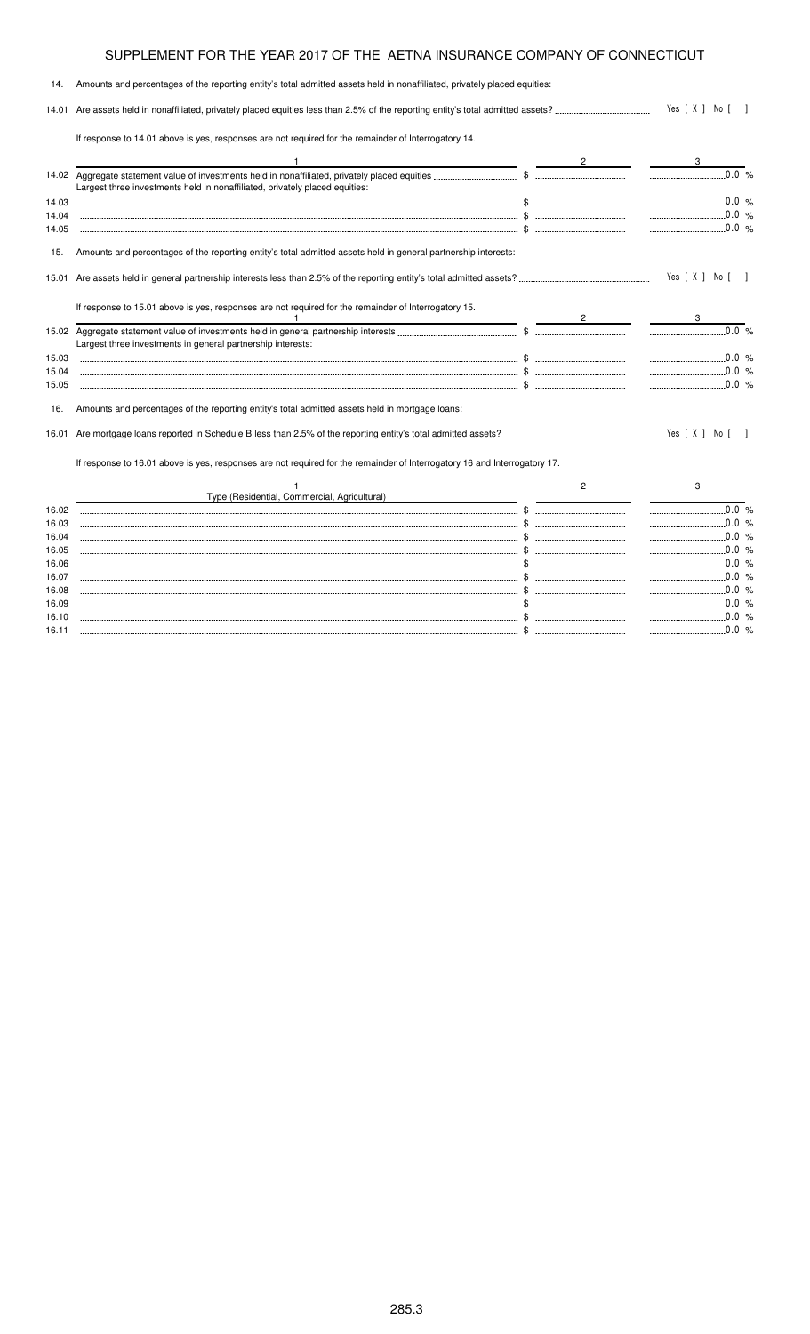# SUPPLEMENT FOR THE YEAR 2017 OF THE AETNA INSURANCE COMPANY OF CONNECTICUT

14. Amounts and percentages of the reporting entity's total admitted assets held in nonaffiliated, privately placed equities:

14.01 Are assets held in nonaffiliated, privately placed equities less than 2.5% of the reporting entity's total admitted assets? Yes [ X ] No [ ]

If response to 14.01 above is yes, responses are not required for the remainder of Interrogatory 14.

| | 1 | 2 | 3 |
|---|---|---|---|
| 14.02 | Aggregate statement value of investments held in nonaffiliated, privately placed equities | $ | 0.0 % |
| | Largest three investments held in nonaffiliated, privately placed equities: | | |
| 14.03 | | $ | 0.0 % |
| 14.04 | | $ | 0.0 % |
| 14.05 | | $ | 0.0 % |

15. Amounts and percentages of the reporting entity's total admitted assets held in general partnership interests:

15.01 Are assets held in general partnership interests less than 2.5% of the reporting entity's total admitted assets? Yes [ X ] No [ ]

If response to 15.01 above is yes, responses are not required for the remainder of Interrogatory 15.

| | 1 | 2 | 3 |
|---|---|---|---|
| 15.02 | Aggregate statement value of investments held in general partnership interests | $ | 0.0 % |
| | Largest three investments in general partnership interests: | | |
| 15.03 | | $ | 0.0 % |
| 15.04 | | $ | 0.0 % |
| 15.05 | | $ | 0.0 % |

16. Amounts and percentages of the reporting entity's total admitted assets held in mortgage loans:

16.01 Are mortgage loans reported in Schedule B less than 2.5% of the reporting entity's total admitted assets? Yes [ X ] No [ ]

If response to 16.01 above is yes, responses are not required for the remainder of Interrogatory 16 and Interrogatory 17.

| | 1<br>Type (Residential, Commercial, Agricultural) | 2 | 3 |
|---|---|---|---|
| 16.02 | | $ | 0.0 % |
| 16.03 | | $ | 0.0 % |
| 16.04 | | $ | 0.0 % |
| 16.05 | | $ | 0.0 % |
| 16.06 | | $ | 0.0 % |
| 16.07 | | $ | 0.0 % |
| 16.08 | | $ | 0.0 % |
| 16.09 | | $ | 0.0 % |
| 16.10 | | $ | 0.0 % |
| 16.11 | | $ | 0.0 % |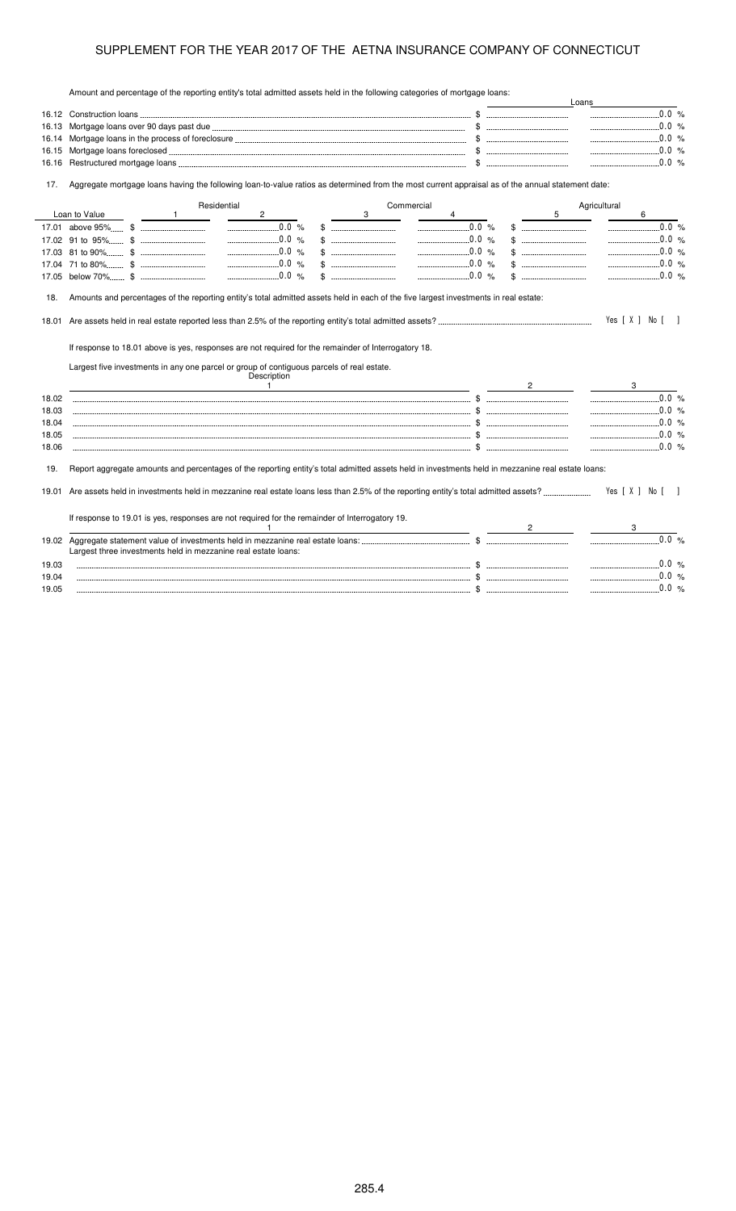## SUPPLEMENT FOR THE YEAR 2017 OF THE AETNA INSURANCE COMPANY OF CONNECTICUT

Amount and percentage of the reporting entity's total admitted assets held in the following categories of mortgage loans:

| | | Loans | |
|---|---|---|---|
| 16.12 | Construction loans | $ | 0.0 % |
| 16.13 | Mortgage loans over 90 days past due | $ | 0.0 % |
| 16.14 | Mortgage loans in the process of foreclosure | $ | 0.0 % |
| 16.15 | Mortgage loans foreclosed | $ | 0.0 % |
| 16.16 | Restructured mortgage loans | $ | 0.0 % |

17. Aggregate mortgage loans having the following loan-to-value ratios as determined from the most current appraisal as of the annual statement date:

| | Residential | | Commercial | | Agricultural | |
|---|---|---|---|---|---|---|
| Loan to Value | 1 | 2 | 3 | 4 | 5 | 6 |
| 17.01 above 95% | $ | 0.0 % | $ | 0.0 % | $ | 0.0 % |
| 17.02 91 to 95% | $ | 0.0 % | $ | 0.0 % | $ | 0.0 % |
| 17.03 81 to 90% | $ | 0.0 % | $ | 0.0 % | $ | 0.0 % |
| 17.04 71 to 80% | $ | 0.0 % | $ | 0.0 % | $ | 0.0 % |
| 17.05 below 70% | $ | 0.0 % | $ | 0.0 % | $ | 0.0 % |

18. Amounts and percentages of the reporting entity's total admitted assets held in each of the five largest investments in real estate:

18.01 Are assets held in real estate reported less than 2.5% of the reporting entity's total admitted assets? Yes [ X ] No [ ]

If response to 18.01 above is yes, responses are not required for the remainder of Interrogatory 18.

Largest five investments in any one parcel or group of contiguous parcels of real estate.

| | Description 1 | 2 | 3 |
|---|---|---|---|
| 18.02 | | $ | 0.0 % |
| 18.03 | | $ | 0.0 % |
| 18.04 | | $ | 0.0 % |
| 18.05 | | $ | 0.0 % |
| 18.06 | | $ | 0.0 % |

19. Report aggregate amounts and percentages of the reporting entity's total admitted assets held in investments held in mezzanine real estate loans:

19.01 Are assets held in investments held in mezzanine real estate loans less than 2.5% of the reporting entity's total admitted assets? Yes [ X ] No [ ]

If response to 19.01 is yes, responses are not required for the remainder of Interrogatory 19.

| | 1 | 2 | 3 |
|---|---|---|---|
| 19.02 | Aggregate statement value of investments held in mezzanine real estate loans: | $ | 0.0 % |
| | Largest three investments held in mezzanine real estate loans: | | |
| 19.03 | | $ | 0.0 % |
| 19.04 | | $ | 0.0 % |
| 19.05 | | $ | 0.0 % |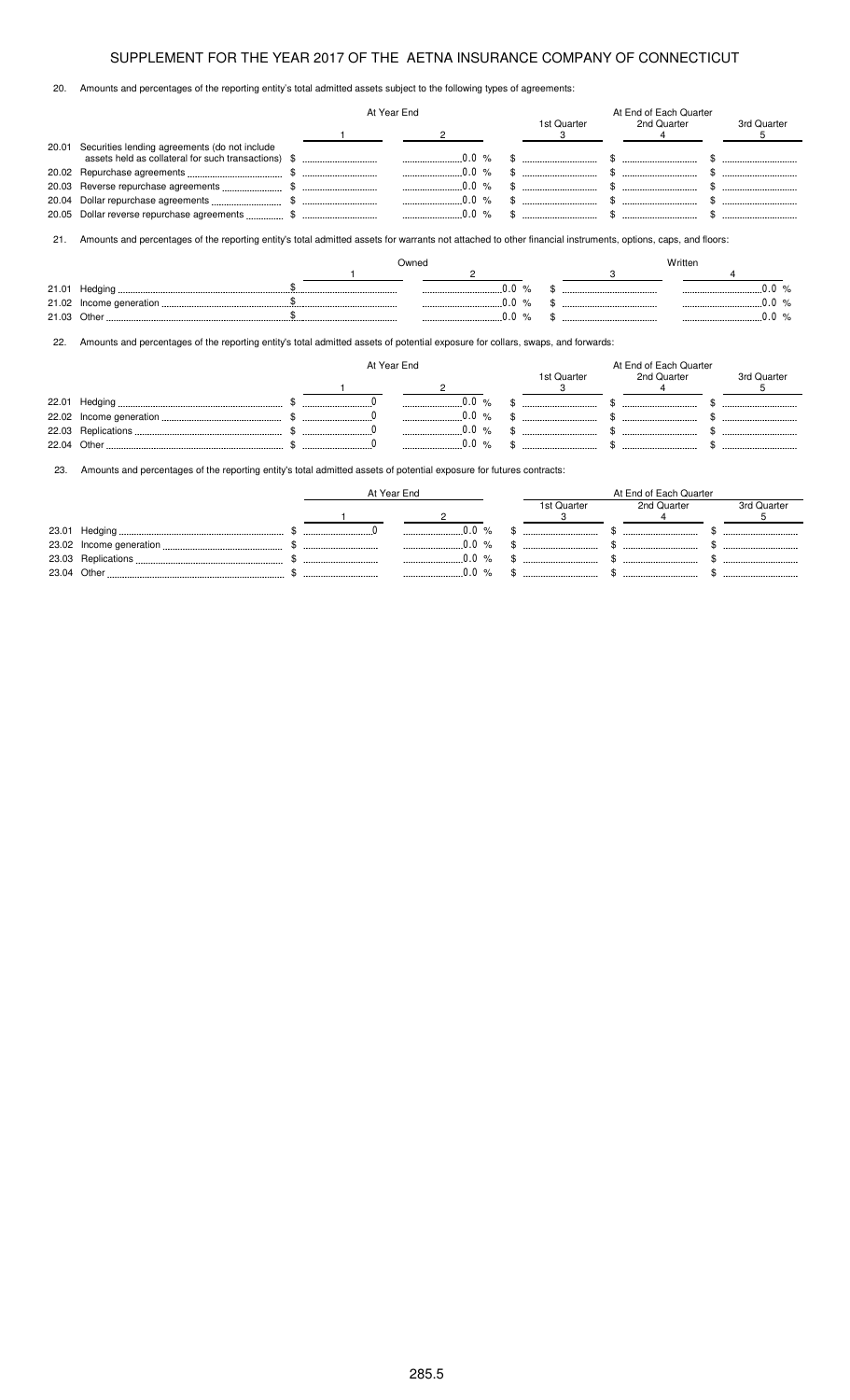SUPPLEMENT FOR THE YEAR 2017 OF THE AETNA INSURANCE COMPANY OF CONNECTICUT

20. Amounts and percentages of the reporting entity's total admitted assets subject to the following types of agreements:

| | At Year End | | At End of Each Quarter | | |
|---|---|---|---|---|---|
| | | | 1st Quarter | 2nd Quarter | 3rd Quarter |
| | 1 | 2 | 3 | 4 | 5 |
| 20.01 Securities lending agreements (do not include assets held as collateral for such transactions) | $ | 0.0 % | $ | $ | $ |
| 20.02 Repurchase agreements | $ | 0.0 % | $ | $ | $ |
| 20.03 Reverse repurchase agreements | $ | 0.0 % | $ | $ | $ |
| 20.04 Dollar repurchase agreements | $ | 0.0 % | $ | $ | $ |
| 20.05 Dollar reverse repurchase agreements | $ | 0.0 % | $ | $ | $ |

21. Amounts and percentages of the reporting entity's total admitted assets for warrants not attached to other financial instruments, options, caps, and floors:

| | Owned | | Written | |
|---|---|---|---|---|
| | 1 | 2 | 3 | 4 |
| 21.01 Hedging | $ | 0.0 % | $ | 0.0 % |
| 21.02 Income generation | $ | 0.0 % | $ | 0.0 % |
| 21.03 Other | $ | 0.0 % | $ | 0.0 % |

22. Amounts and percentages of the reporting entity's total admitted assets of potential exposure for collars, swaps, and forwards:

| | At Year End | | At End of Each Quarter | | |
|---|---|---|---|---|---|
| | | | 1st Quarter | 2nd Quarter | 3rd Quarter |
| | 1 | 2 | 3 | 4 | 5 |
| 22.01 Hedging | $ 0 | 0.0 % | $ | $ | $ |
| 22.02 Income generation | $ 0 | 0.0 % | $ | $ | $ |
| 22.03 Replications | $ 0 | 0.0 % | $ | $ | $ |
| 22.04 Other | $ 0 | 0.0 % | $ | $ | $ |

23. Amounts and percentages of the reporting entity's total admitted assets of potential exposure for futures contracts:

| | At Year End | | At End of Each Quarter | | |
|---|---|---|---|---|---|
| | | | 1st Quarter | 2nd Quarter | 3rd Quarter |
| | 1 | 2 | 3 | 4 | 5 |
| 23.01 Hedging | $ 0 | 0.0 % | $ | $ | $ |
| 23.02 Income generation | $ | 0.0 % | $ | $ | $ |
| 23.03 Replications | $ | 0.0 % | $ | $ | $ |
| 23.04 Other | $ | 0.0 % | $ | $ | $ |